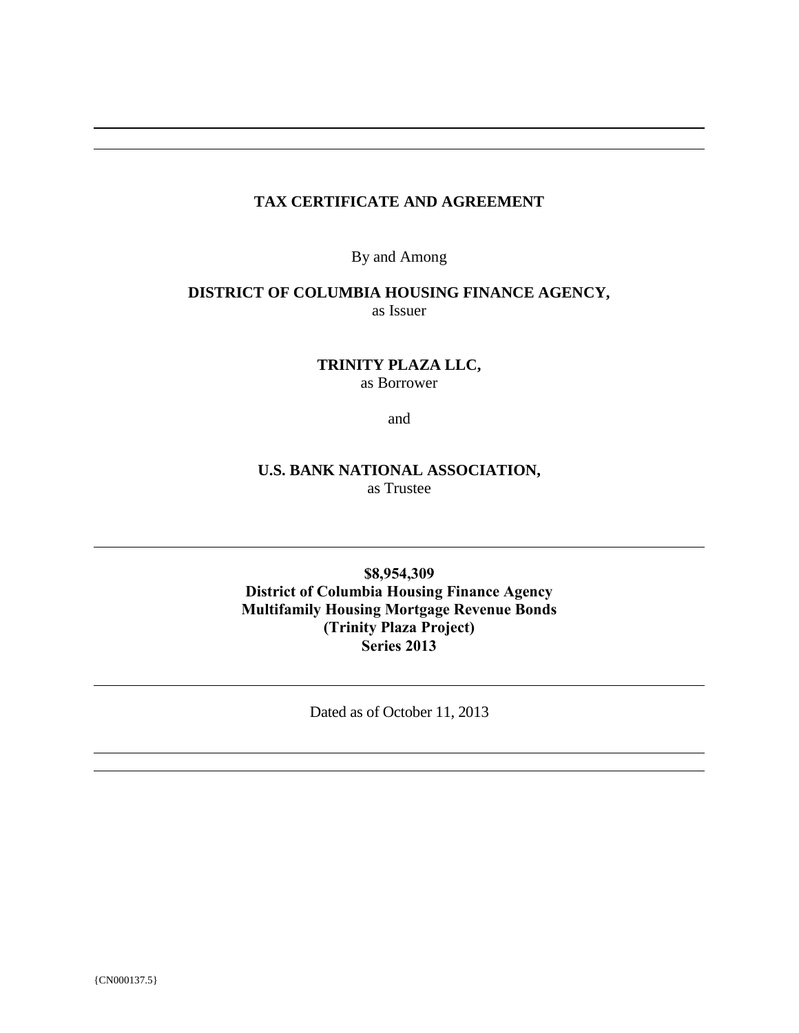---

**TAX CERTIFICATE AND AGREEMENT**

By and Among

**DISTRICT OF COLUMBIA HOUSING FINANCE AGENCY,**
as Issuer

**TRINITY PLAZA LLC,**
as Borrower

and

**U.S. BANK NATIONAL ASSOCIATION,**
as Trustee

---

**$8,954,309**
**District of Columbia Housing Finance Agency**
**Multifamily Housing Mortgage Revenue Bonds**
**(Trinity Plaza Project)**
**Series 2013**

---

Dated as of October 11, 2013

---

{CN000137.5}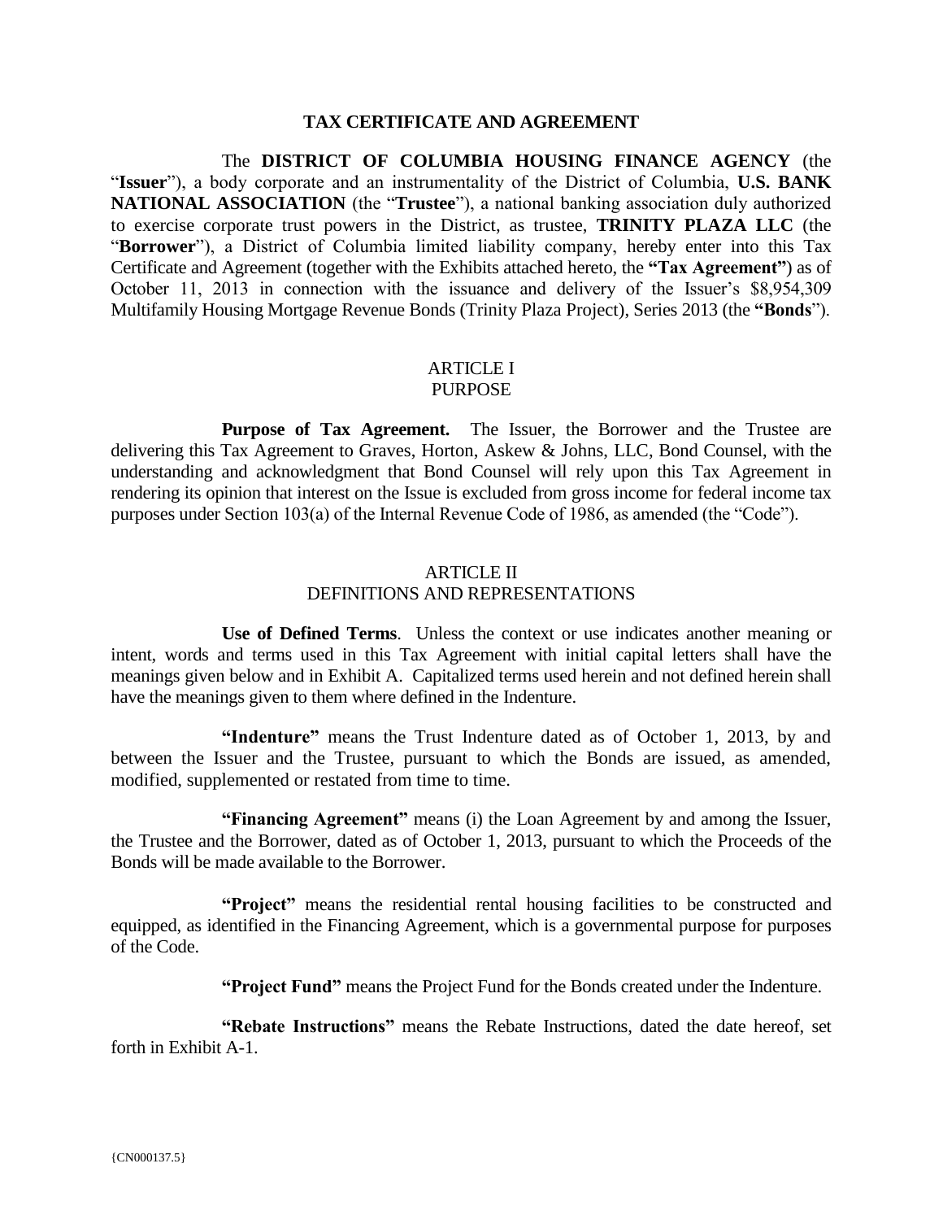# TAX CERTIFICATE AND AGREEMENT

The **DISTRICT OF COLUMBIA HOUSING FINANCE AGENCY** (the "**Issuer**"), a body corporate and an instrumentality of the District of Columbia, **U.S. BANK NATIONAL ASSOCIATION** (the "**Trustee**"), a national banking association duly authorized to exercise corporate trust powers in the District, as trustee, **TRINITY PLAZA LLC** (the "**Borrower**"), a District of Columbia limited liability company, hereby enter into this Tax Certificate and Agreement (together with the Exhibits attached hereto, the **"Tax Agreement"**) as of October 11, 2013 in connection with the issuance and delivery of the Issuer's $8,954,309 Multifamily Housing Mortgage Revenue Bonds (Trinity Plaza Project), Series 2013 (the **"Bonds**").

## ARTICLE I
## PURPOSE

**Purpose of Tax Agreement.** The Issuer, the Borrower and the Trustee are delivering this Tax Agreement to Graves, Horton, Askew & Johns, LLC, Bond Counsel, with the understanding and acknowledgment that Bond Counsel will rely upon this Tax Agreement in rendering its opinion that interest on the Issue is excluded from gross income for federal income tax purposes under Section 103(a) of the Internal Revenue Code of 1986, as amended (the "Code").

## ARTICLE II
## DEFINITIONS AND REPRESENTATIONS

**Use of Defined Terms**. Unless the context or use indicates another meaning or intent, words and terms used in this Tax Agreement with initial capital letters shall have the meanings given below and in Exhibit A. Capitalized terms used herein and not defined herein shall have the meanings given to them where defined in the Indenture.

**"Indenture"** means the Trust Indenture dated as of October 1, 2013, by and between the Issuer and the Trustee, pursuant to which the Bonds are issued, as amended, modified, supplemented or restated from time to time.

**"Financing Agreement"** means (i) the Loan Agreement by and among the Issuer, the Trustee and the Borrower, dated as of October 1, 2013, pursuant to which the Proceeds of the Bonds will be made available to the Borrower.

**"Project"** means the residential rental housing facilities to be constructed and equipped, as identified in the Financing Agreement, which is a governmental purpose for purposes of the Code.

**"Project Fund"** means the Project Fund for the Bonds created under the Indenture.

**"Rebate Instructions"** means the Rebate Instructions, dated the date hereof, set forth in Exhibit A-1.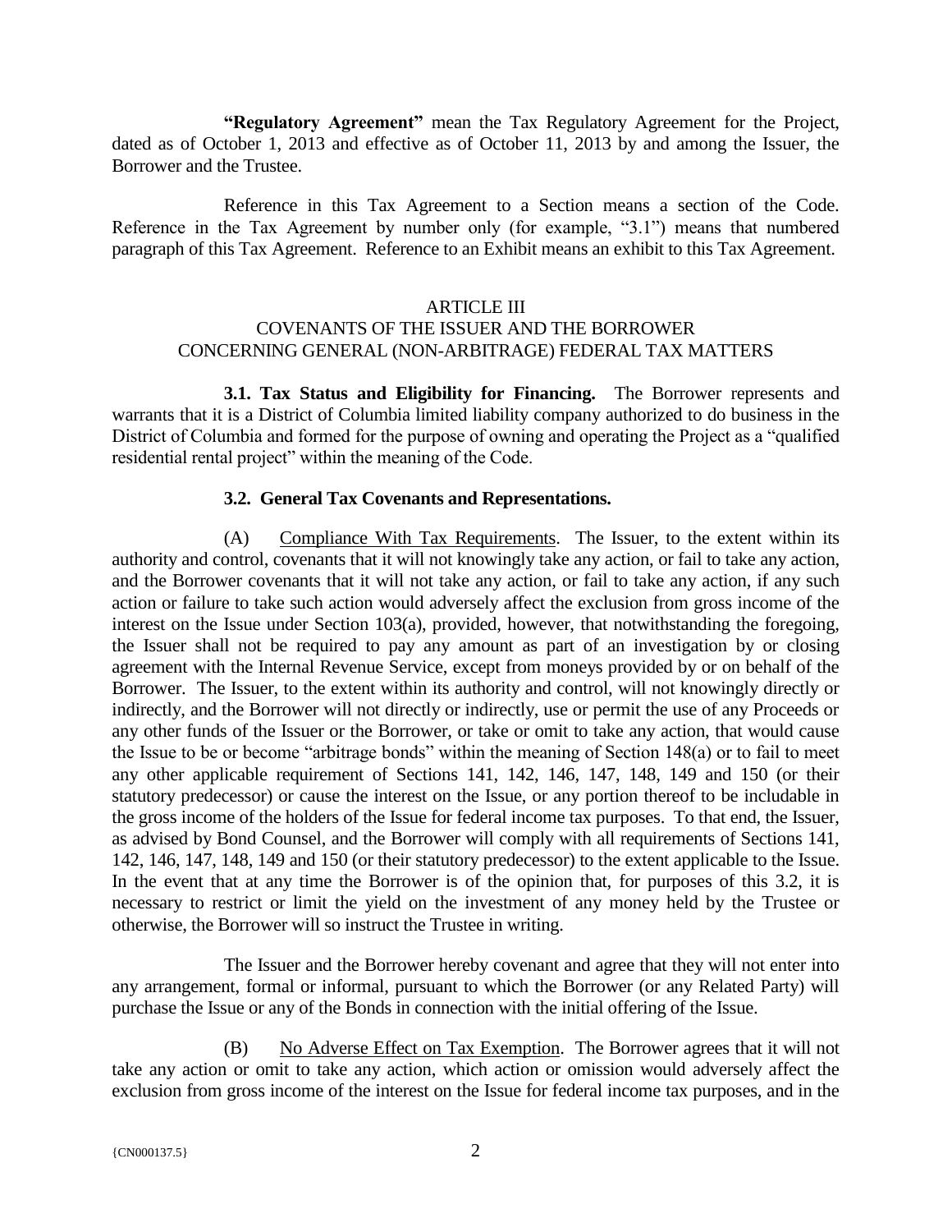**"Regulatory Agreement"** mean the Tax Regulatory Agreement for the Project, dated as of October 1, 2013 and effective as of October 11, 2013 by and among the Issuer, the Borrower and the Trustee.

Reference in this Tax Agreement to a Section means a section of the Code. Reference in the Tax Agreement by number only (for example, "3.1") means that numbered paragraph of this Tax Agreement. Reference to an Exhibit means an exhibit to this Tax Agreement.

## ARTICLE III
## COVENANTS OF THE ISSUER AND THE BORROWER CONCERNING GENERAL (NON-ARBITRAGE) FEDERAL TAX MATTERS

**3.1. Tax Status and Eligibility for Financing.** The Borrower represents and warrants that it is a District of Columbia limited liability company authorized to do business in the District of Columbia and formed for the purpose of owning and operating the Project as a "qualified residential rental project" within the meaning of the Code.

**3.2. General Tax Covenants and Representations.**

(A) Compliance With Tax Requirements. The Issuer, to the extent within its authority and control, covenants that it will not knowingly take any action, or fail to take any action, and the Borrower covenants that it will not take any action, or fail to take any action, if any such action or failure to take such action would adversely affect the exclusion from gross income of the interest on the Issue under Section 103(a), provided, however, that notwithstanding the foregoing, the Issuer shall not be required to pay any amount as part of an investigation by or closing agreement with the Internal Revenue Service, except from moneys provided by or on behalf of the Borrower. The Issuer, to the extent within its authority and control, will not knowingly directly or indirectly, and the Borrower will not directly or indirectly, use or permit the use of any Proceeds or any other funds of the Issuer or the Borrower, or take or omit to take any action, that would cause the Issue to be or become "arbitrage bonds" within the meaning of Section 148(a) or to fail to meet any other applicable requirement of Sections 141, 142, 146, 147, 148, 149 and 150 (or their statutory predecessor) or cause the interest on the Issue, or any portion thereof to be includable in the gross income of the holders of the Issue for federal income tax purposes. To that end, the Issuer, as advised by Bond Counsel, and the Borrower will comply with all requirements of Sections 141, 142, 146, 147, 148, 149 and 150 (or their statutory predecessor) to the extent applicable to the Issue. In the event that at any time the Borrower is of the opinion that, for purposes of this 3.2, it is necessary to restrict or limit the yield on the investment of any money held by the Trustee or otherwise, the Borrower will so instruct the Trustee in writing.

The Issuer and the Borrower hereby covenant and agree that they will not enter into any arrangement, formal or informal, pursuant to which the Borrower (or any Related Party) will purchase the Issue or any of the Bonds in connection with the initial offering of the Issue.

(B) No Adverse Effect on Tax Exemption. The Borrower agrees that it will not take any action or omit to take any action, which action or omission would adversely affect the exclusion from gross income of the interest on the Issue for federal income tax purposes, and in the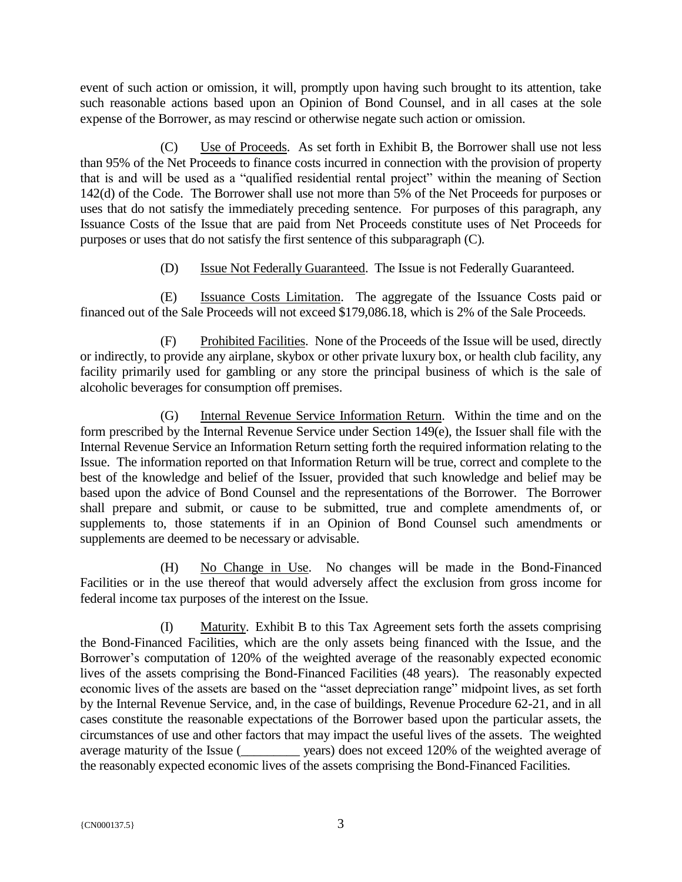event of such action or omission, it will, promptly upon having such brought to its attention, take such reasonable actions based upon an Opinion of Bond Counsel, and in all cases at the sole expense of the Borrower, as may rescind or otherwise negate such action or omission.

(C) Use of Proceeds. As set forth in Exhibit B, the Borrower shall use not less than 95% of the Net Proceeds to finance costs incurred in connection with the provision of property that is and will be used as a "qualified residential rental project" within the meaning of Section 142(d) of the Code. The Borrower shall use not more than 5% of the Net Proceeds for purposes or uses that do not satisfy the immediately preceding sentence. For purposes of this paragraph, any Issuance Costs of the Issue that are paid from Net Proceeds constitute uses of Net Proceeds for purposes or uses that do not satisfy the first sentence of this subparagraph (C).

(D) Issue Not Federally Guaranteed. The Issue is not Federally Guaranteed.

(E) Issuance Costs Limitation. The aggregate of the Issuance Costs paid or financed out of the Sale Proceeds will not exceed $179,086.18, which is 2% of the Sale Proceeds.

(F) Prohibited Facilities. None of the Proceeds of the Issue will be used, directly or indirectly, to provide any airplane, skybox or other private luxury box, or health club facility, any facility primarily used for gambling or any store the principal business of which is the sale of alcoholic beverages for consumption off premises.

(G) Internal Revenue Service Information Return. Within the time and on the form prescribed by the Internal Revenue Service under Section 149(e), the Issuer shall file with the Internal Revenue Service an Information Return setting forth the required information relating to the Issue. The information reported on that Information Return will be true, correct and complete to the best of the knowledge and belief of the Issuer, provided that such knowledge and belief may be based upon the advice of Bond Counsel and the representations of the Borrower. The Borrower shall prepare and submit, or cause to be submitted, true and complete amendments of, or supplements to, those statements if in an Opinion of Bond Counsel such amendments or supplements are deemed to be necessary or advisable.

(H) No Change in Use. No changes will be made in the Bond-Financed Facilities or in the use thereof that would adversely affect the exclusion from gross income for federal income tax purposes of the interest on the Issue.

(I) Maturity. Exhibit B to this Tax Agreement sets forth the assets comprising the Bond-Financed Facilities, which are the only assets being financed with the Issue, and the Borrower's computation of 120% of the weighted average of the reasonably expected economic lives of the assets comprising the Bond-Financed Facilities (48 years). The reasonably expected economic lives of the assets are based on the "asset depreciation range" midpoint lives, as set forth by the Internal Revenue Service, and, in the case of buildings, Revenue Procedure 62-21, and in all cases constitute the reasonable expectations of the Borrower based upon the particular assets, the circumstances of use and other factors that may impact the useful lives of the assets. The weighted average maturity of the Issue (_________ years) does not exceed 120% of the weighted average of the reasonably expected economic lives of the assets comprising the Bond-Financed Facilities.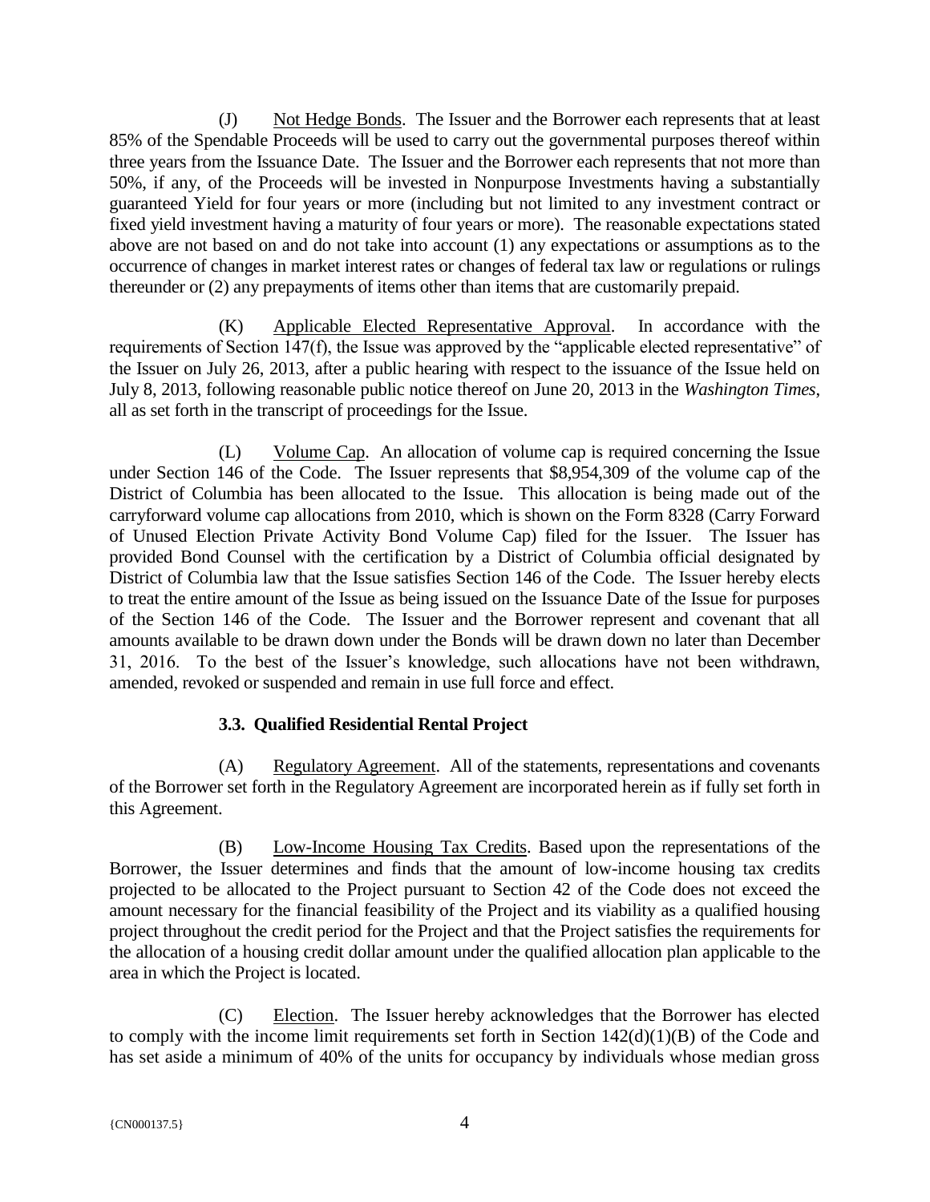(J) Not Hedge Bonds. The Issuer and the Borrower each represents that at least 85% of the Spendable Proceeds will be used to carry out the governmental purposes thereof within three years from the Issuance Date. The Issuer and the Borrower each represents that not more than 50%, if any, of the Proceeds will be invested in Nonpurpose Investments having a substantially guaranteed Yield for four years or more (including but not limited to any investment contract or fixed yield investment having a maturity of four years or more). The reasonable expectations stated above are not based on and do not take into account (1) any expectations or assumptions as to the occurrence of changes in market interest rates or changes of federal tax law or regulations or rulings thereunder or (2) any prepayments of items other than items that are customarily prepaid.

(K) Applicable Elected Representative Approval. In accordance with the requirements of Section 147(f), the Issue was approved by the "applicable elected representative" of the Issuer on July 26, 2013, after a public hearing with respect to the issuance of the Issue held on July 8, 2013, following reasonable public notice thereof on June 20, 2013 in the *Washington Times*, all as set forth in the transcript of proceedings for the Issue.

(L) Volume Cap. An allocation of volume cap is required concerning the Issue under Section 146 of the Code. The Issuer represents that $8,954,309 of the volume cap of the District of Columbia has been allocated to the Issue. This allocation is being made out of the carryforward volume cap allocations from 2010, which is shown on the Form 8328 (Carry Forward of Unused Election Private Activity Bond Volume Cap) filed for the Issuer. The Issuer has provided Bond Counsel with the certification by a District of Columbia official designated by District of Columbia law that the Issue satisfies Section 146 of the Code. The Issuer hereby elects to treat the entire amount of the Issue as being issued on the Issuance Date of the Issue for purposes of the Section 146 of the Code. The Issuer and the Borrower represent and covenant that all amounts available to be drawn down under the Bonds will be drawn down no later than December 31, 2016. To the best of the Issuer's knowledge, such allocations have not been withdrawn, amended, revoked or suspended and remain in use full force and effect.

### 3.3. Qualified Residential Rental Project

(A) Regulatory Agreement. All of the statements, representations and covenants of the Borrower set forth in the Regulatory Agreement are incorporated herein as if fully set forth in this Agreement.

(B) Low-Income Housing Tax Credits. Based upon the representations of the Borrower, the Issuer determines and finds that the amount of low-income housing tax credits projected to be allocated to the Project pursuant to Section 42 of the Code does not exceed the amount necessary for the financial feasibility of the Project and its viability as a qualified housing project throughout the credit period for the Project and that the Project satisfies the requirements for the allocation of a housing credit dollar amount under the qualified allocation plan applicable to the area in which the Project is located.

(C) Election. The Issuer hereby acknowledges that the Borrower has elected to comply with the income limit requirements set forth in Section 142(d)(1)(B) of the Code and has set aside a minimum of 40% of the units for occupancy by individuals whose median gross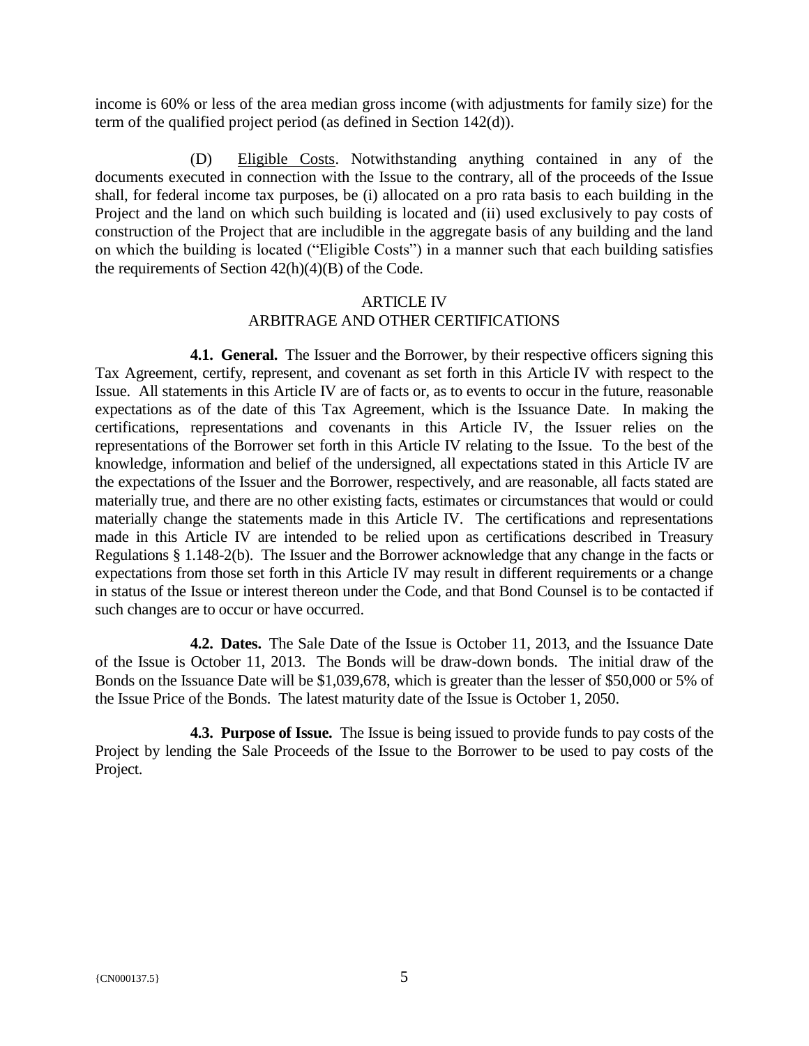income is 60% or less of the area median gross income (with adjustments for family size) for the term of the qualified project period (as defined in Section 142(d)).

(D) Eligible Costs. Notwithstanding anything contained in any of the documents executed in connection with the Issue to the contrary, all of the proceeds of the Issue shall, for federal income tax purposes, be (i) allocated on a pro rata basis to each building in the Project and the land on which such building is located and (ii) used exclusively to pay costs of construction of the Project that are includible in the aggregate basis of any building and the land on which the building is located ("Eligible Costs") in a manner such that each building satisfies the requirements of Section 42(h)(4)(B) of the Code.

## ARTICLE IV
## ARBITRAGE AND OTHER CERTIFICATIONS

**4.1. General.** The Issuer and the Borrower, by their respective officers signing this Tax Agreement, certify, represent, and covenant as set forth in this Article IV with respect to the Issue. All statements in this Article IV are of facts or, as to events to occur in the future, reasonable expectations as of the date of this Tax Agreement, which is the Issuance Date. In making the certifications, representations and covenants in this Article IV, the Issuer relies on the representations of the Borrower set forth in this Article IV relating to the Issue. To the best of the knowledge, information and belief of the undersigned, all expectations stated in this Article IV are the expectations of the Issuer and the Borrower, respectively, and are reasonable, all facts stated are materially true, and there are no other existing facts, estimates or circumstances that would or could materially change the statements made in this Article IV. The certifications and representations made in this Article IV are intended to be relied upon as certifications described in Treasury Regulations § 1.148-2(b). The Issuer and the Borrower acknowledge that any change in the facts or expectations from those set forth in this Article IV may result in different requirements or a change in status of the Issue or interest thereon under the Code, and that Bond Counsel is to be contacted if such changes are to occur or have occurred.

**4.2. Dates.** The Sale Date of the Issue is October 11, 2013, and the Issuance Date of the Issue is October 11, 2013. The Bonds will be draw-down bonds. The initial draw of the Bonds on the Issuance Date will be $1,039,678, which is greater than the lesser of $50,000 or 5% of the Issue Price of the Bonds. The latest maturity date of the Issue is October 1, 2050.

**4.3. Purpose of Issue.** The Issue is being issued to provide funds to pay costs of the Project by lending the Sale Proceeds of the Issue to the Borrower to be used to pay costs of the Project.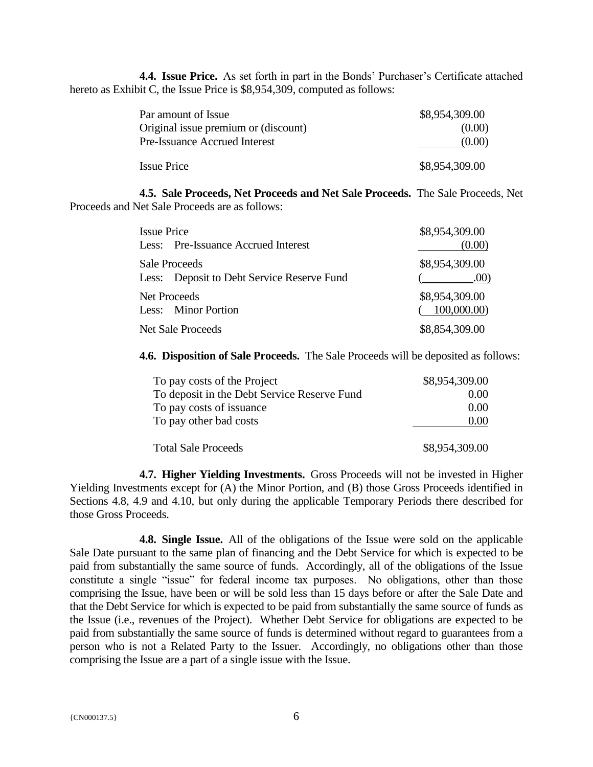**4.4. Issue Price.** As set forth in part in the Bonds' Purchaser's Certificate attached hereto as Exhibit C, the Issue Price is $8,954,309, computed as follows:

| | |
|---|---|
| Par amount of Issue | $8,954,309.00 |
| Original issue premium or (discount) | (0.00) |
| Pre-Issuance Accrued Interest | (0.00) |
| Issue Price | $8,954,309.00 |

**4.5. Sale Proceeds, Net Proceeds and Net Sale Proceeds.** The Sale Proceeds, Net Proceeds and Net Sale Proceeds are as follows:

| | |
|---|---|
| Issue Price | $8,954,309.00 |
| Less: Pre-Issuance Accrued Interest | (0.00) |
| Sale Proceeds | $8,954,309.00 |
| Less: Deposit to Debt Service Reserve Fund | (_________.00) |
| Net Proceeds | $8,954,309.00 |
| Less: Minor Portion | ( 100,000.00) |
| Net Sale Proceeds | $8,854,309.00 |

**4.6. Disposition of Sale Proceeds.** The Sale Proceeds will be deposited as follows:

| | |
|---|---|
| To pay costs of the Project | $8,954,309.00 |
| To deposit in the Debt Service Reserve Fund | 0.00 |
| To pay costs of issuance | 0.00 |
| To pay other bad costs | 0.00 |
| Total Sale Proceeds | $8,954,309.00 |

**4.7. Higher Yielding Investments.** Gross Proceeds will not be invested in Higher Yielding Investments except for (A) the Minor Portion, and (B) those Gross Proceeds identified in Sections 4.8, 4.9 and 4.10, but only during the applicable Temporary Periods there described for those Gross Proceeds.

**4.8. Single Issue.** All of the obligations of the Issue were sold on the applicable Sale Date pursuant to the same plan of financing and the Debt Service for which is expected to be paid from substantially the same source of funds. Accordingly, all of the obligations of the Issue constitute a single "issue" for federal income tax purposes. No obligations, other than those comprising the Issue, have been or will be sold less than 15 days before or after the Sale Date and that the Debt Service for which is expected to be paid from substantially the same source of funds as the Issue (i.e., revenues of the Project). Whether Debt Service for obligations are expected to be paid from substantially the same source of funds is determined without regard to guarantees from a person who is not a Related Party to the Issuer. Accordingly, no obligations other than those comprising the Issue are a part of a single issue with the Issue.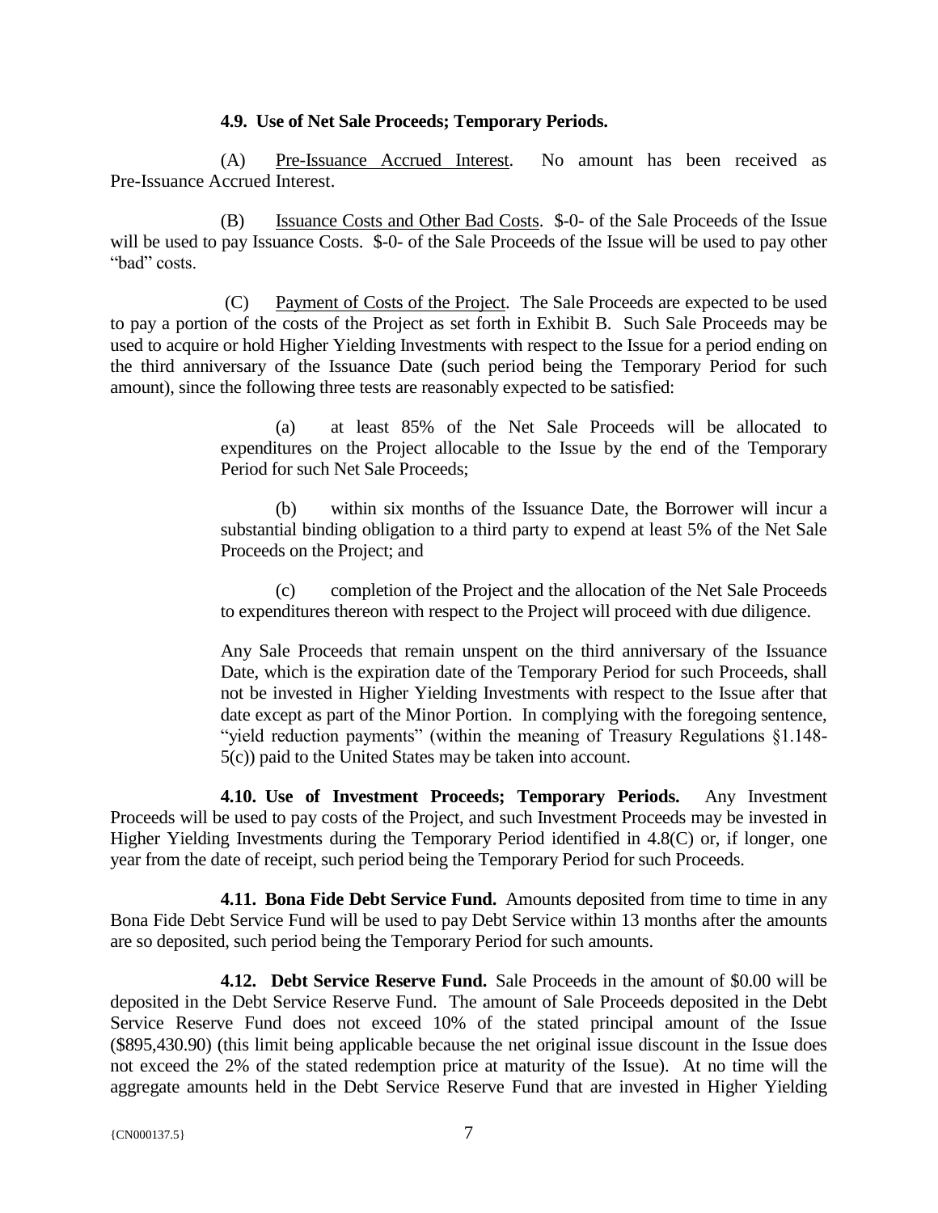**4.9. Use of Net Sale Proceeds; Temporary Periods.**

(A) Pre-Issuance Accrued Interest. No amount has been received as Pre-Issuance Accrued Interest.

(B) Issuance Costs and Other Bad Costs. \$-0- of the Sale Proceeds of the Issue will be used to pay Issuance Costs. \$-0- of the Sale Proceeds of the Issue will be used to pay other "bad" costs.

(C) Payment of Costs of the Project. The Sale Proceeds are expected to be used to pay a portion of the costs of the Project as set forth in Exhibit B. Such Sale Proceeds may be used to acquire or hold Higher Yielding Investments with respect to the Issue for a period ending on the third anniversary of the Issuance Date (such period being the Temporary Period for such amount), since the following three tests are reasonably expected to be satisfied:

> (a) at least 85% of the Net Sale Proceeds will be allocated to expenditures on the Project allocable to the Issue by the end of the Temporary Period for such Net Sale Proceeds;
>
> (b) within six months of the Issuance Date, the Borrower will incur a substantial binding obligation to a third party to expend at least 5% of the Net Sale Proceeds on the Project; and
>
> (c) completion of the Project and the allocation of the Net Sale Proceeds to expenditures thereon with respect to the Project will proceed with due diligence.
>
> Any Sale Proceeds that remain unspent on the third anniversary of the Issuance Date, which is the expiration date of the Temporary Period for such Proceeds, shall not be invested in Higher Yielding Investments with respect to the Issue after that date except as part of the Minor Portion. In complying with the foregoing sentence, "yield reduction payments" (within the meaning of Treasury Regulations §1.148-5(c)) paid to the United States may be taken into account.

**4.10. Use of Investment Proceeds; Temporary Periods.** Any Investment Proceeds will be used to pay costs of the Project, and such Investment Proceeds may be invested in Higher Yielding Investments during the Temporary Period identified in 4.8(C) or, if longer, one year from the date of receipt, such period being the Temporary Period for such Proceeds.

**4.11. Bona Fide Debt Service Fund.** Amounts deposited from time to time in any Bona Fide Debt Service Fund will be used to pay Debt Service within 13 months after the amounts are so deposited, such period being the Temporary Period for such amounts.

**4.12. Debt Service Reserve Fund.** Sale Proceeds in the amount of \$0.00 will be deposited in the Debt Service Reserve Fund. The amount of Sale Proceeds deposited in the Debt Service Reserve Fund does not exceed 10% of the stated principal amount of the Issue (\$895,430.90) (this limit being applicable because the net original issue discount in the Issue does not exceed the 2% of the stated redemption price at maturity of the Issue). At no time will the aggregate amounts held in the Debt Service Reserve Fund that are invested in Higher Yielding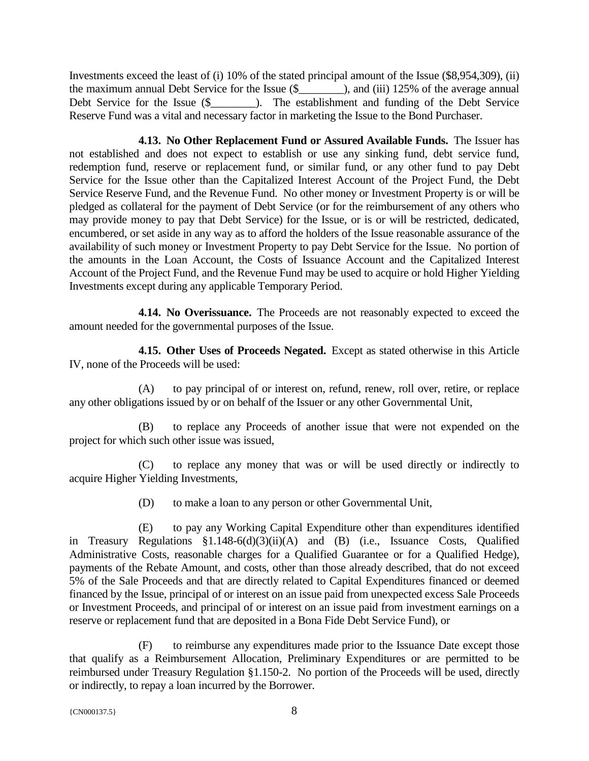Investments exceed the least of (i) 10% of the stated principal amount of the Issue ($8,954,309), (ii) the maximum annual Debt Service for the Issue ($________), and (iii) 125% of the average annual Debt Service for the Issue ($________). The establishment and funding of the Debt Service Reserve Fund was a vital and necessary factor in marketing the Issue to the Bond Purchaser.

**4.13. No Other Replacement Fund or Assured Available Funds.** The Issuer has not established and does not expect to establish or use any sinking fund, debt service fund, redemption fund, reserve or replacement fund, or similar fund, or any other fund to pay Debt Service for the Issue other than the Capitalized Interest Account of the Project Fund, the Debt Service Reserve Fund, and the Revenue Fund. No other money or Investment Property is or will be pledged as collateral for the payment of Debt Service (or for the reimbursement of any others who may provide money to pay that Debt Service) for the Issue, or is or will be restricted, dedicated, encumbered, or set aside in any way as to afford the holders of the Issue reasonable assurance of the availability of such money or Investment Property to pay Debt Service for the Issue. No portion of the amounts in the Loan Account, the Costs of Issuance Account and the Capitalized Interest Account of the Project Fund, and the Revenue Fund may be used to acquire or hold Higher Yielding Investments except during any applicable Temporary Period.

**4.14. No Overissuance.** The Proceeds are not reasonably expected to exceed the amount needed for the governmental purposes of the Issue.

**4.15. Other Uses of Proceeds Negated.** Except as stated otherwise in this Article IV, none of the Proceeds will be used:

(A) to pay principal of or interest on, refund, renew, roll over, retire, or replace any other obligations issued by or on behalf of the Issuer or any other Governmental Unit,

(B) to replace any Proceeds of another issue that were not expended on the project for which such other issue was issued,

(C) to replace any money that was or will be used directly or indirectly to acquire Higher Yielding Investments,

(D) to make a loan to any person or other Governmental Unit,

(E) to pay any Working Capital Expenditure other than expenditures identified in Treasury Regulations §1.148-6(d)(3)(ii)(A) and (B) (i.e., Issuance Costs, Qualified Administrative Costs, reasonable charges for a Qualified Guarantee or for a Qualified Hedge), payments of the Rebate Amount, and costs, other than those already described, that do not exceed 5% of the Sale Proceeds and that are directly related to Capital Expenditures financed or deemed financed by the Issue, principal of or interest on an issue paid from unexpected excess Sale Proceeds or Investment Proceeds, and principal of or interest on an issue paid from investment earnings on a reserve or replacement fund that are deposited in a Bona Fide Debt Service Fund), or

(F) to reimburse any expenditures made prior to the Issuance Date except those that qualify as a Reimbursement Allocation, Preliminary Expenditures or are permitted to be reimbursed under Treasury Regulation §1.150-2. No portion of the Proceeds will be used, directly or indirectly, to repay a loan incurred by the Borrower.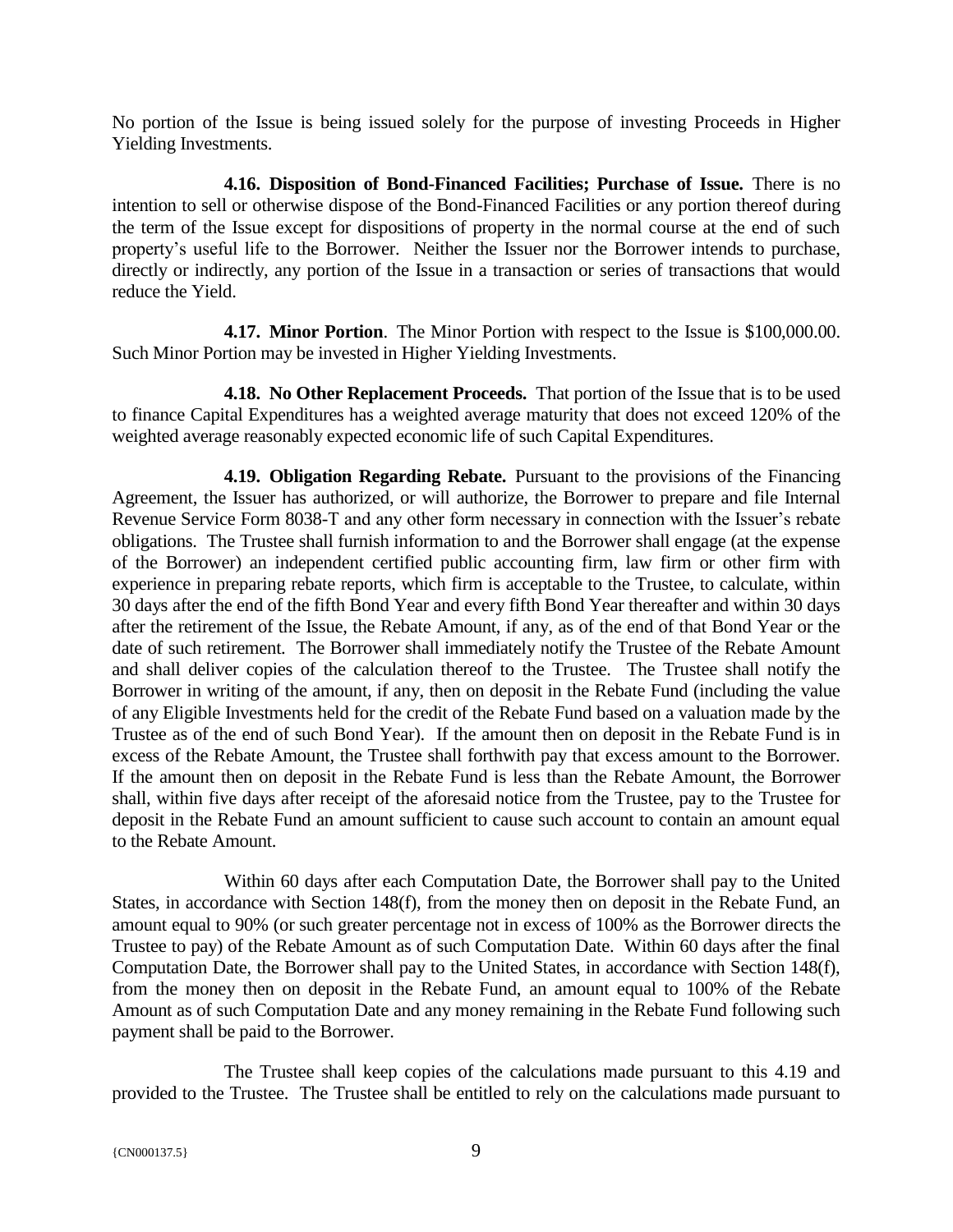No portion of the Issue is being issued solely for the purpose of investing Proceeds in Higher Yielding Investments.

**4.16. Disposition of Bond-Financed Facilities; Purchase of Issue.** There is no intention to sell or otherwise dispose of the Bond-Financed Facilities or any portion thereof during the term of the Issue except for dispositions of property in the normal course at the end of such property's useful life to the Borrower. Neither the Issuer nor the Borrower intends to purchase, directly or indirectly, any portion of the Issue in a transaction or series of transactions that would reduce the Yield.

**4.17. Minor Portion**. The Minor Portion with respect to the Issue is $100,000.00. Such Minor Portion may be invested in Higher Yielding Investments.

**4.18. No Other Replacement Proceeds.** That portion of the Issue that is to be used to finance Capital Expenditures has a weighted average maturity that does not exceed 120% of the weighted average reasonably expected economic life of such Capital Expenditures.

**4.19. Obligation Regarding Rebate.** Pursuant to the provisions of the Financing Agreement, the Issuer has authorized, or will authorize, the Borrower to prepare and file Internal Revenue Service Form 8038-T and any other form necessary in connection with the Issuer's rebate obligations. The Trustee shall furnish information to and the Borrower shall engage (at the expense of the Borrower) an independent certified public accounting firm, law firm or other firm with experience in preparing rebate reports, which firm is acceptable to the Trustee, to calculate, within 30 days after the end of the fifth Bond Year and every fifth Bond Year thereafter and within 30 days after the retirement of the Issue, the Rebate Amount, if any, as of the end of that Bond Year or the date of such retirement. The Borrower shall immediately notify the Trustee of the Rebate Amount and shall deliver copies of the calculation thereof to the Trustee. The Trustee shall notify the Borrower in writing of the amount, if any, then on deposit in the Rebate Fund (including the value of any Eligible Investments held for the credit of the Rebate Fund based on a valuation made by the Trustee as of the end of such Bond Year). If the amount then on deposit in the Rebate Fund is in excess of the Rebate Amount, the Trustee shall forthwith pay that excess amount to the Borrower. If the amount then on deposit in the Rebate Fund is less than the Rebate Amount, the Borrower shall, within five days after receipt of the aforesaid notice from the Trustee, pay to the Trustee for deposit in the Rebate Fund an amount sufficient to cause such account to contain an amount equal to the Rebate Amount.

Within 60 days after each Computation Date, the Borrower shall pay to the United States, in accordance with Section 148(f), from the money then on deposit in the Rebate Fund, an amount equal to 90% (or such greater percentage not in excess of 100% as the Borrower directs the Trustee to pay) of the Rebate Amount as of such Computation Date. Within 60 days after the final Computation Date, the Borrower shall pay to the United States, in accordance with Section 148(f), from the money then on deposit in the Rebate Fund, an amount equal to 100% of the Rebate Amount as of such Computation Date and any money remaining in the Rebate Fund following such payment shall be paid to the Borrower.

The Trustee shall keep copies of the calculations made pursuant to this 4.19 and provided to the Trustee. The Trustee shall be entitled to rely on the calculations made pursuant to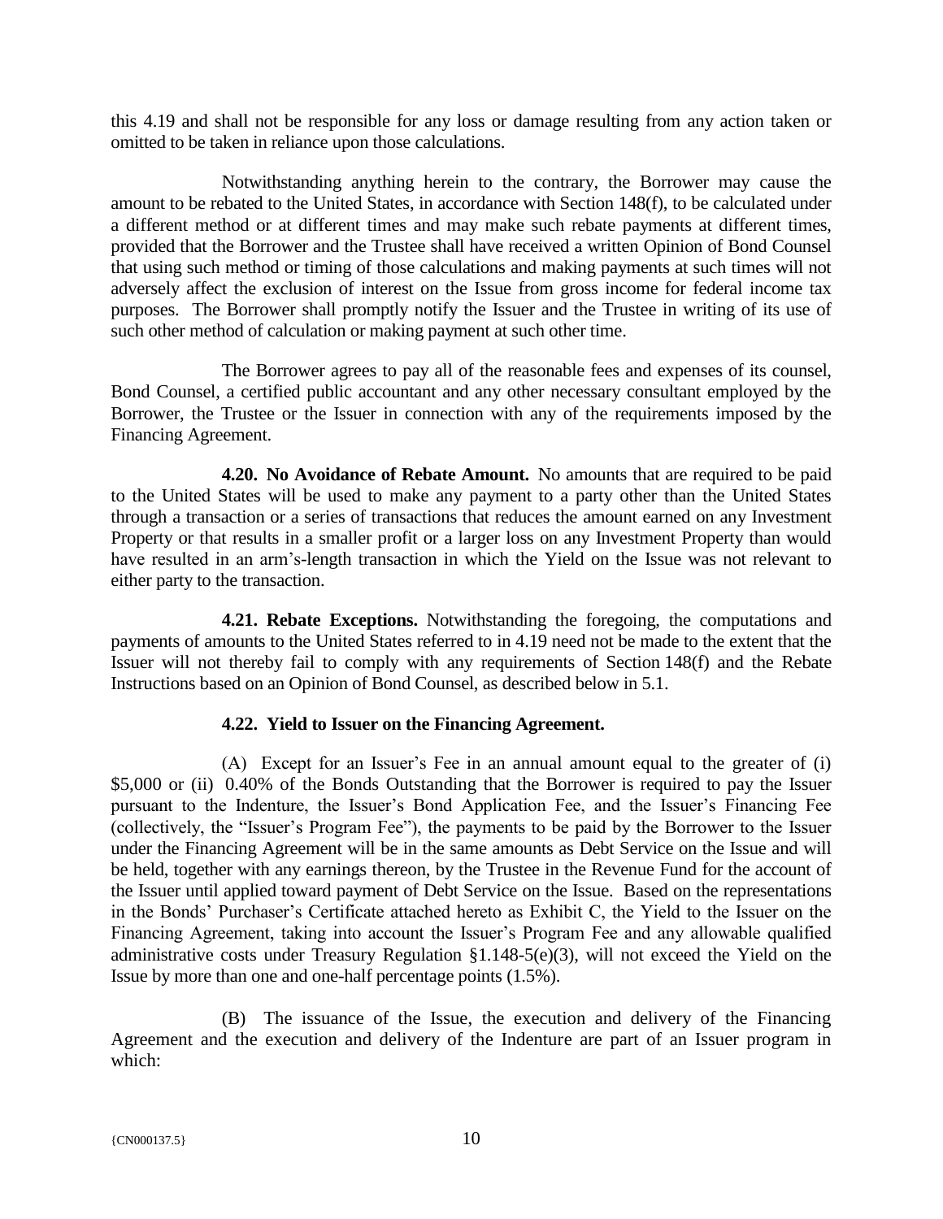this 4.19 and shall not be responsible for any loss or damage resulting from any action taken or omitted to be taken in reliance upon those calculations.

Notwithstanding anything herein to the contrary, the Borrower may cause the amount to be rebated to the United States, in accordance with Section 148(f), to be calculated under a different method or at different times and may make such rebate payments at different times, provided that the Borrower and the Trustee shall have received a written Opinion of Bond Counsel that using such method or timing of those calculations and making payments at such times will not adversely affect the exclusion of interest on the Issue from gross income for federal income tax purposes. The Borrower shall promptly notify the Issuer and the Trustee in writing of its use of such other method of calculation or making payment at such other time.

The Borrower agrees to pay all of the reasonable fees and expenses of its counsel, Bond Counsel, a certified public accountant and any other necessary consultant employed by the Borrower, the Trustee or the Issuer in connection with any of the requirements imposed by the Financing Agreement.

**4.20. No Avoidance of Rebate Amount.** No amounts that are required to be paid to the United States will be used to make any payment to a party other than the United States through a transaction or a series of transactions that reduces the amount earned on any Investment Property or that results in a smaller profit or a larger loss on any Investment Property than would have resulted in an arm's-length transaction in which the Yield on the Issue was not relevant to either party to the transaction.

**4.21. Rebate Exceptions.** Notwithstanding the foregoing, the computations and payments of amounts to the United States referred to in 4.19 need not be made to the extent that the Issuer will not thereby fail to comply with any requirements of Section 148(f) and the Rebate Instructions based on an Opinion of Bond Counsel, as described below in 5.1.

**4.22. Yield to Issuer on the Financing Agreement.**

(A) Except for an Issuer's Fee in an annual amount equal to the greater of (i) \$5,000 or (ii) 0.40% of the Bonds Outstanding that the Borrower is required to pay the Issuer pursuant to the Indenture, the Issuer's Bond Application Fee, and the Issuer's Financing Fee (collectively, the "Issuer's Program Fee"), the payments to be paid by the Borrower to the Issuer under the Financing Agreement will be in the same amounts as Debt Service on the Issue and will be held, together with any earnings thereon, by the Trustee in the Revenue Fund for the account of the Issuer until applied toward payment of Debt Service on the Issue. Based on the representations in the Bonds' Purchaser's Certificate attached hereto as Exhibit C, the Yield to the Issuer on the Financing Agreement, taking into account the Issuer's Program Fee and any allowable qualified administrative costs under Treasury Regulation §1.148-5(e)(3), will not exceed the Yield on the Issue by more than one and one-half percentage points (1.5%).

(B) The issuance of the Issue, the execution and delivery of the Financing Agreement and the execution and delivery of the Indenture are part of an Issuer program in which: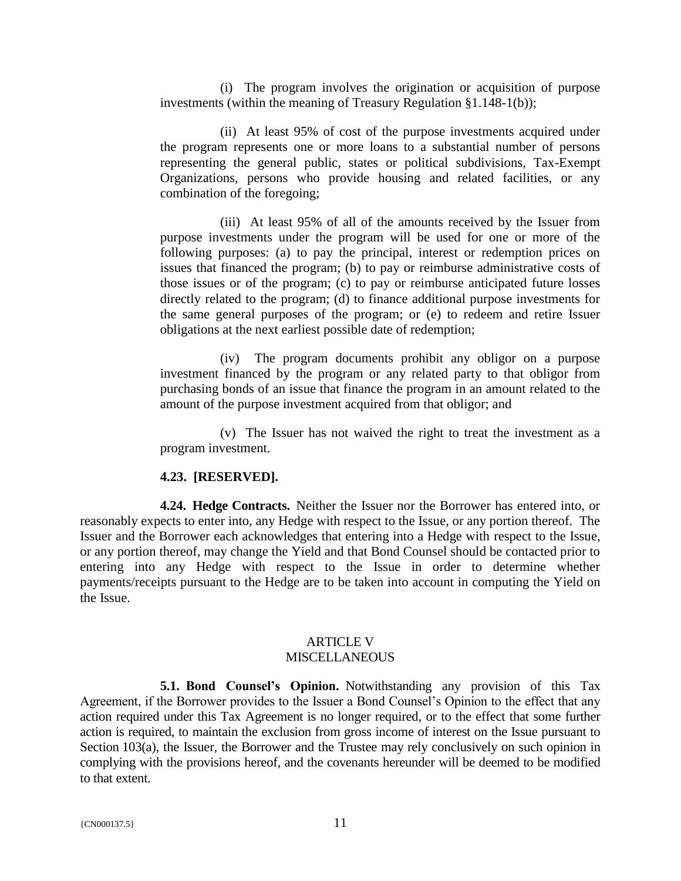(i) The program involves the origination or acquisition of purpose investments (within the meaning of Treasury Regulation §1.148-1(b));

(ii) At least 95% of cost of the purpose investments acquired under the program represents one or more loans to a substantial number of persons representing the general public, states or political subdivisions, Tax-Exempt Organizations, persons who provide housing and related facilities, or any combination of the foregoing;

(iii) At least 95% of all of the amounts received by the Issuer from purpose investments under the program will be used for one or more of the following purposes: (a) to pay the principal, interest or redemption prices on issues that financed the program; (b) to pay or reimburse administrative costs of those issues or of the program; (c) to pay or reimburse anticipated future losses directly related to the program; (d) to finance additional purpose investments for the same general purposes of the program; or (e) to redeem and retire Issuer obligations at the next earliest possible date of redemption;

(iv) The program documents prohibit any obligor on a purpose investment financed by the program or any related party to that obligor from purchasing bonds of an issue that finance the program in an amount related to the amount of the purpose investment acquired from that obligor; and

(v) The Issuer has not waived the right to treat the investment as a program investment.

**4.23. [RESERVED].**

**4.24. Hedge Contracts.** Neither the Issuer nor the Borrower has entered into, or reasonably expects to enter into, any Hedge with respect to the Issue, or any portion thereof. The Issuer and the Borrower each acknowledges that entering into a Hedge with respect to the Issue, or any portion thereof, may change the Yield and that Bond Counsel should be contacted prior to entering into any Hedge with respect to the Issue in order to determine whether payments/receipts pursuant to the Hedge are to be taken into account in computing the Yield on the Issue.

## ARTICLE V
## MISCELLANEOUS

**5.1. Bond Counsel's Opinion.** Notwithstanding any provision of this Tax Agreement, if the Borrower provides to the Issuer a Bond Counsel's Opinion to the effect that any action required under this Tax Agreement is no longer required, or to the effect that some further action is required, to maintain the exclusion from gross income of interest on the Issue pursuant to Section 103(a), the Issuer, the Borrower and the Trustee may rely conclusively on such opinion in complying with the provisions hereof, and the covenants hereunder will be deemed to be modified to that extent.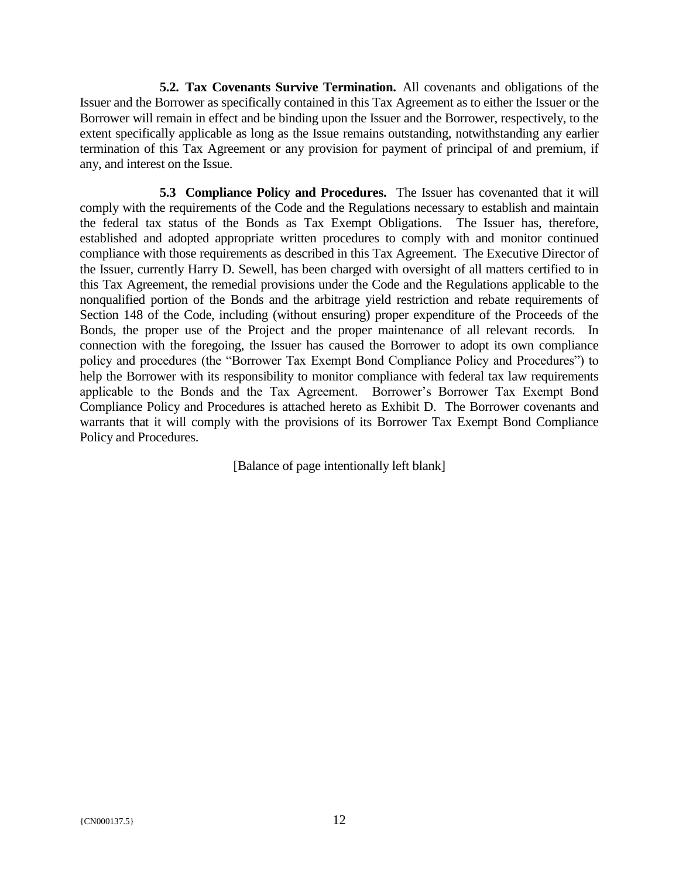**5.2. Tax Covenants Survive Termination.** All covenants and obligations of the Issuer and the Borrower as specifically contained in this Tax Agreement as to either the Issuer or the Borrower will remain in effect and be binding upon the Issuer and the Borrower, respectively, to the extent specifically applicable as long as the Issue remains outstanding, notwithstanding any earlier termination of this Tax Agreement or any provision for payment of principal of and premium, if any, and interest on the Issue.

**5.3 Compliance Policy and Procedures.** The Issuer has covenanted that it will comply with the requirements of the Code and the Regulations necessary to establish and maintain the federal tax status of the Bonds as Tax Exempt Obligations. The Issuer has, therefore, established and adopted appropriate written procedures to comply with and monitor continued compliance with those requirements as described in this Tax Agreement. The Executive Director of the Issuer, currently Harry D. Sewell, has been charged with oversight of all matters certified to in this Tax Agreement, the remedial provisions under the Code and the Regulations applicable to the nonqualified portion of the Bonds and the arbitrage yield restriction and rebate requirements of Section 148 of the Code, including (without ensuring) proper expenditure of the Proceeds of the Bonds, the proper use of the Project and the proper maintenance of all relevant records. In connection with the foregoing, the Issuer has caused the Borrower to adopt its own compliance policy and procedures (the "Borrower Tax Exempt Bond Compliance Policy and Procedures") to help the Borrower with its responsibility to monitor compliance with federal tax law requirements applicable to the Bonds and the Tax Agreement. Borrower's Borrower Tax Exempt Bond Compliance Policy and Procedures is attached hereto as Exhibit D. The Borrower covenants and warrants that it will comply with the provisions of its Borrower Tax Exempt Bond Compliance Policy and Procedures.

[Balance of page intentionally left blank]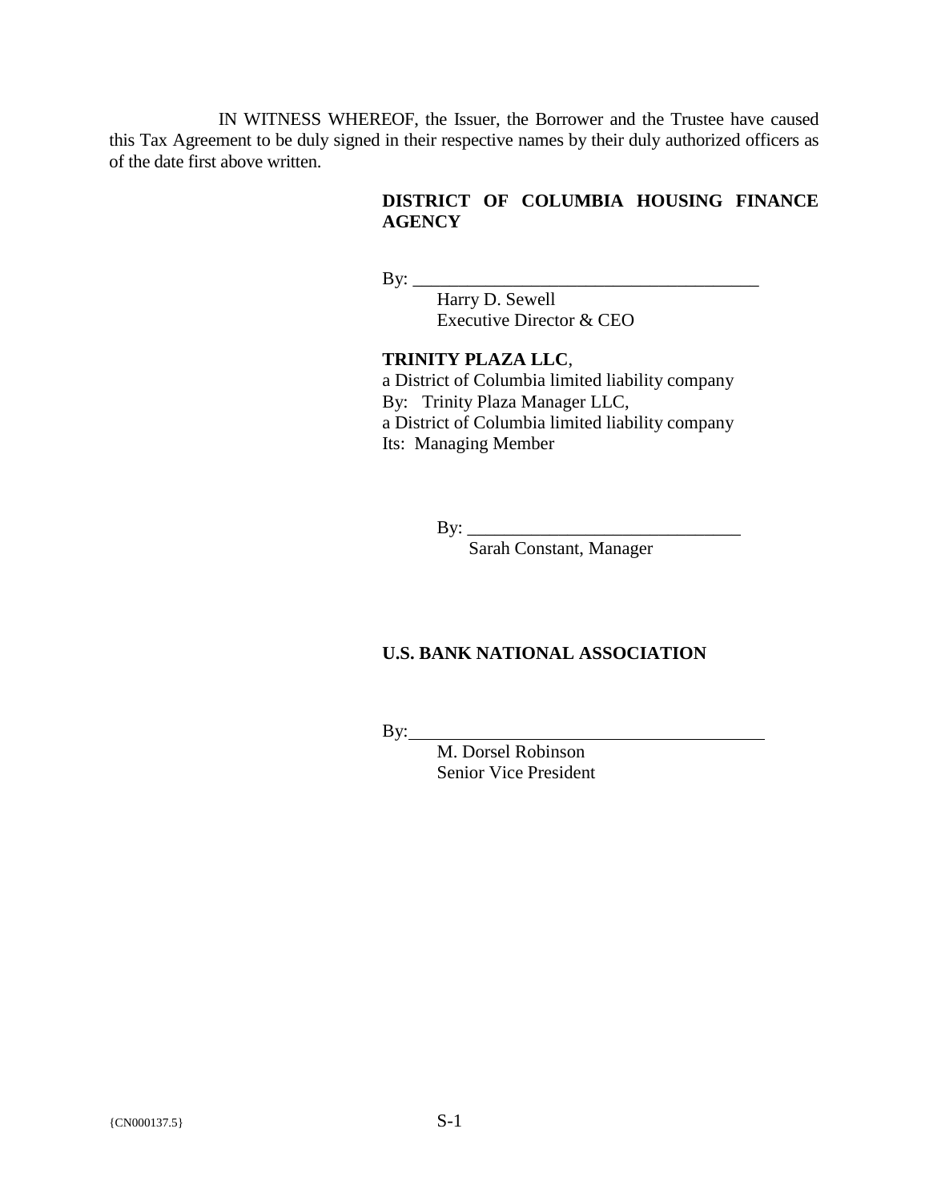IN WITNESS WHEREOF, the Issuer, the Borrower and the Trustee have caused this Tax Agreement to be duly signed in their respective names by their duly authorized officers as of the date first above written.

**DISTRICT OF COLUMBIA HOUSING FINANCE AGENCY**

By: ______________________________________

Harry D. Sewell
Executive Director & CEO

**TRINITY PLAZA LLC**,
a District of Columbia limited liability company
By: Trinity Plaza Manager LLC,
a District of Columbia limited liability company
Its: Managing Member

By: ______________________________

Sarah Constant, Manager

**U.S. BANK NATIONAL ASSOCIATION**

By:______________________________________

M. Dorsel Robinson
Senior Vice President

{CN000137.5}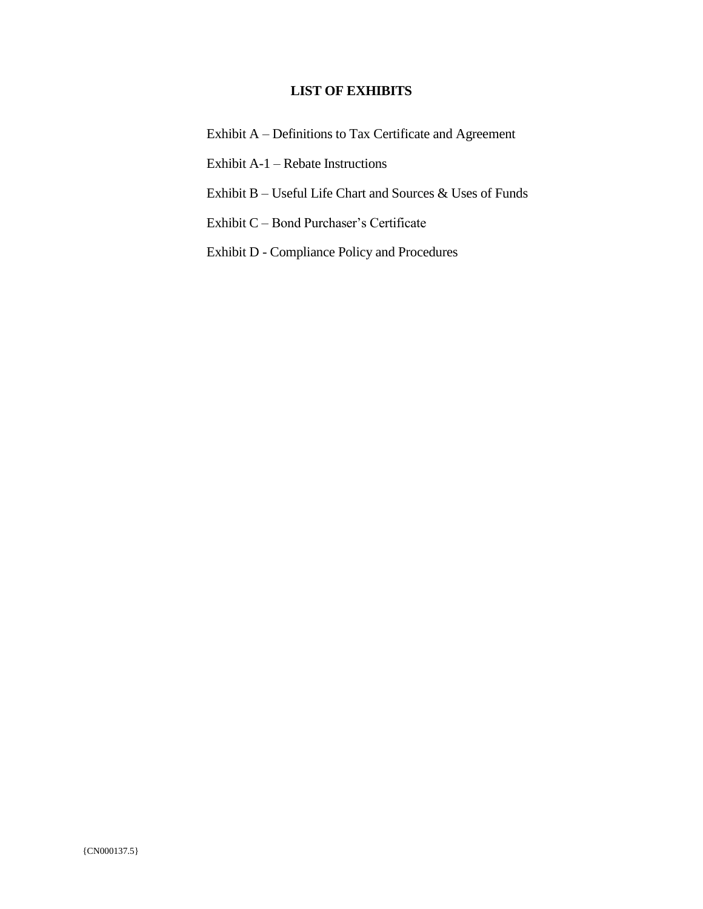# LIST OF EXHIBITS

Exhibit A – Definitions to Tax Certificate and Agreement

Exhibit A-1 – Rebate Instructions

Exhibit B – Useful Life Chart and Sources & Uses of Funds

Exhibit C – Bond Purchaser's Certificate

Exhibit D - Compliance Policy and Procedures

{CN000137.5}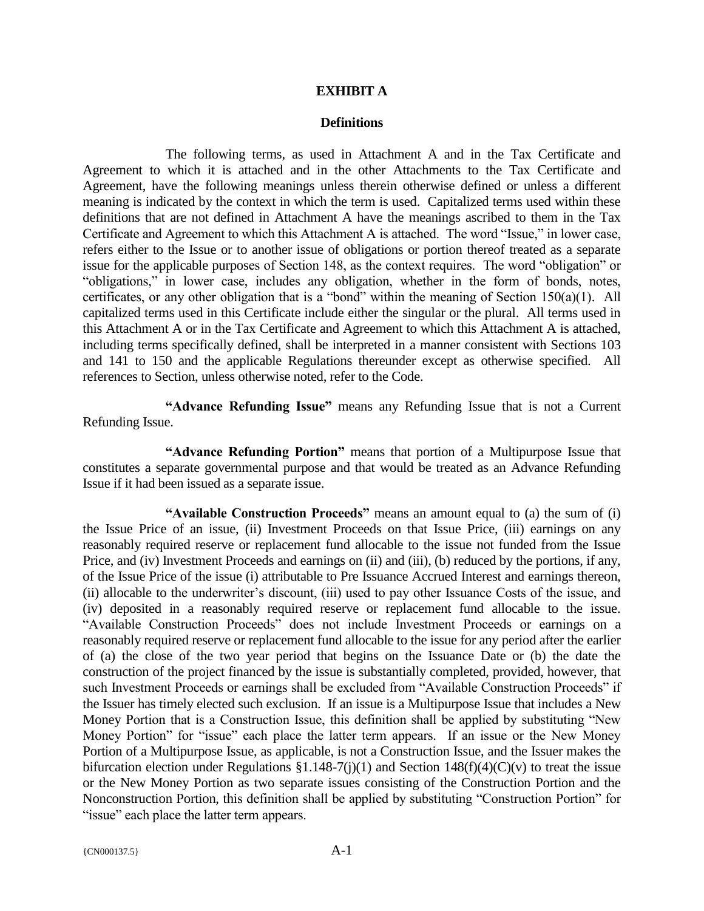## EXHIBIT A

### Definitions

The following terms, as used in Attachment A and in the Tax Certificate and Agreement to which it is attached and in the other Attachments to the Tax Certificate and Agreement, have the following meanings unless therein otherwise defined or unless a different meaning is indicated by the context in which the term is used. Capitalized terms used within these definitions that are not defined in Attachment A have the meanings ascribed to them in the Tax Certificate and Agreement to which this Attachment A is attached. The word "Issue," in lower case, refers either to the Issue or to another issue of obligations or portion thereof treated as a separate issue for the applicable purposes of Section 148, as the context requires. The word "obligation" or "obligations," in lower case, includes any obligation, whether in the form of bonds, notes, certificates, or any other obligation that is a "bond" within the meaning of Section 150(a)(1). All capitalized terms used in this Certificate include either the singular or the plural. All terms used in this Attachment A or in the Tax Certificate and Agreement to which this Attachment A is attached, including terms specifically defined, shall be interpreted in a manner consistent with Sections 103 and 141 to 150 and the applicable Regulations thereunder except as otherwise specified. All references to Section, unless otherwise noted, refer to the Code.

**"Advance Refunding Issue"** means any Refunding Issue that is not a Current Refunding Issue.

**"Advance Refunding Portion"** means that portion of a Multipurpose Issue that constitutes a separate governmental purpose and that would be treated as an Advance Refunding Issue if it had been issued as a separate issue.

**"Available Construction Proceeds"** means an amount equal to (a) the sum of (i) the Issue Price of an issue, (ii) Investment Proceeds on that Issue Price, (iii) earnings on any reasonably required reserve or replacement fund allocable to the issue not funded from the Issue Price, and (iv) Investment Proceeds and earnings on (ii) and (iii), (b) reduced by the portions, if any, of the Issue Price of the issue (i) attributable to Pre Issuance Accrued Interest and earnings thereon, (ii) allocable to the underwriter's discount, (iii) used to pay other Issuance Costs of the issue, and (iv) deposited in a reasonably required reserve or replacement fund allocable to the issue. "Available Construction Proceeds" does not include Investment Proceeds or earnings on a reasonably required reserve or replacement fund allocable to the issue for any period after the earlier of (a) the close of the two year period that begins on the Issuance Date or (b) the date the construction of the project financed by the issue is substantially completed, provided, however, that such Investment Proceeds or earnings shall be excluded from "Available Construction Proceeds" if the Issuer has timely elected such exclusion. If an issue is a Multipurpose Issue that includes a New Money Portion that is a Construction Issue, this definition shall be applied by substituting "New Money Portion" for "issue" each place the latter term appears. If an issue or the New Money Portion of a Multipurpose Issue, as applicable, is not a Construction Issue, and the Issuer makes the bifurcation election under Regulations §1.148-7(j)(1) and Section 148(f)(4)(C)(v) to treat the issue or the New Money Portion as two separate issues consisting of the Construction Portion and the Nonconstruction Portion, this definition shall be applied by substituting "Construction Portion" for "issue" each place the latter term appears.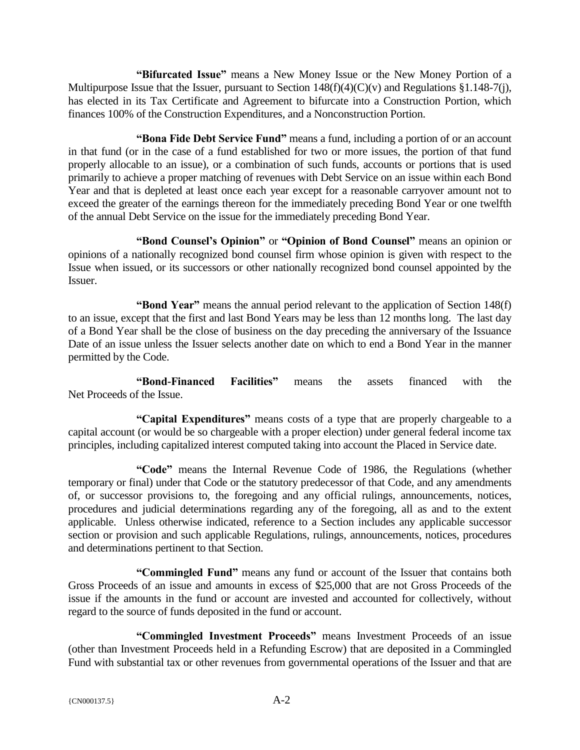**"Bifurcated Issue"** means a New Money Issue or the New Money Portion of a Multipurpose Issue that the Issuer, pursuant to Section 148(f)(4)(C)(v) and Regulations §1.148-7(j), has elected in its Tax Certificate and Agreement to bifurcate into a Construction Portion, which finances 100% of the Construction Expenditures, and a Nonconstruction Portion.

**"Bona Fide Debt Service Fund"** means a fund, including a portion of or an account in that fund (or in the case of a fund established for two or more issues, the portion of that fund properly allocable to an issue), or a combination of such funds, accounts or portions that is used primarily to achieve a proper matching of revenues with Debt Service on an issue within each Bond Year and that is depleted at least once each year except for a reasonable carryover amount not to exceed the greater of the earnings thereon for the immediately preceding Bond Year or one twelfth of the annual Debt Service on the issue for the immediately preceding Bond Year.

**"Bond Counsel's Opinion"** or **"Opinion of Bond Counsel"** means an opinion or opinions of a nationally recognized bond counsel firm whose opinion is given with respect to the Issue when issued, or its successors or other nationally recognized bond counsel appointed by the Issuer.

**"Bond Year"** means the annual period relevant to the application of Section 148(f) to an issue, except that the first and last Bond Years may be less than 12 months long. The last day of a Bond Year shall be the close of business on the day preceding the anniversary of the Issuance Date of an issue unless the Issuer selects another date on which to end a Bond Year in the manner permitted by the Code.

**"Bond-Financed Facilities"** means the assets financed with the Net Proceeds of the Issue.

**"Capital Expenditures"** means costs of a type that are properly chargeable to a capital account (or would be so chargeable with a proper election) under general federal income tax principles, including capitalized interest computed taking into account the Placed in Service date.

**"Code"** means the Internal Revenue Code of 1986, the Regulations (whether temporary or final) under that Code or the statutory predecessor of that Code, and any amendments of, or successor provisions to, the foregoing and any official rulings, announcements, notices, procedures and judicial determinations regarding any of the foregoing, all as and to the extent applicable. Unless otherwise indicated, reference to a Section includes any applicable successor section or provision and such applicable Regulations, rulings, announcements, notices, procedures and determinations pertinent to that Section.

**"Commingled Fund"** means any fund or account of the Issuer that contains both Gross Proceeds of an issue and amounts in excess of $25,000 that are not Gross Proceeds of the issue if the amounts in the fund or account are invested and accounted for collectively, without regard to the source of funds deposited in the fund or account.

**"Commingled Investment Proceeds"** means Investment Proceeds of an issue (other than Investment Proceeds held in a Refunding Escrow) that are deposited in a Commingled Fund with substantial tax or other revenues from governmental operations of the Issuer and that are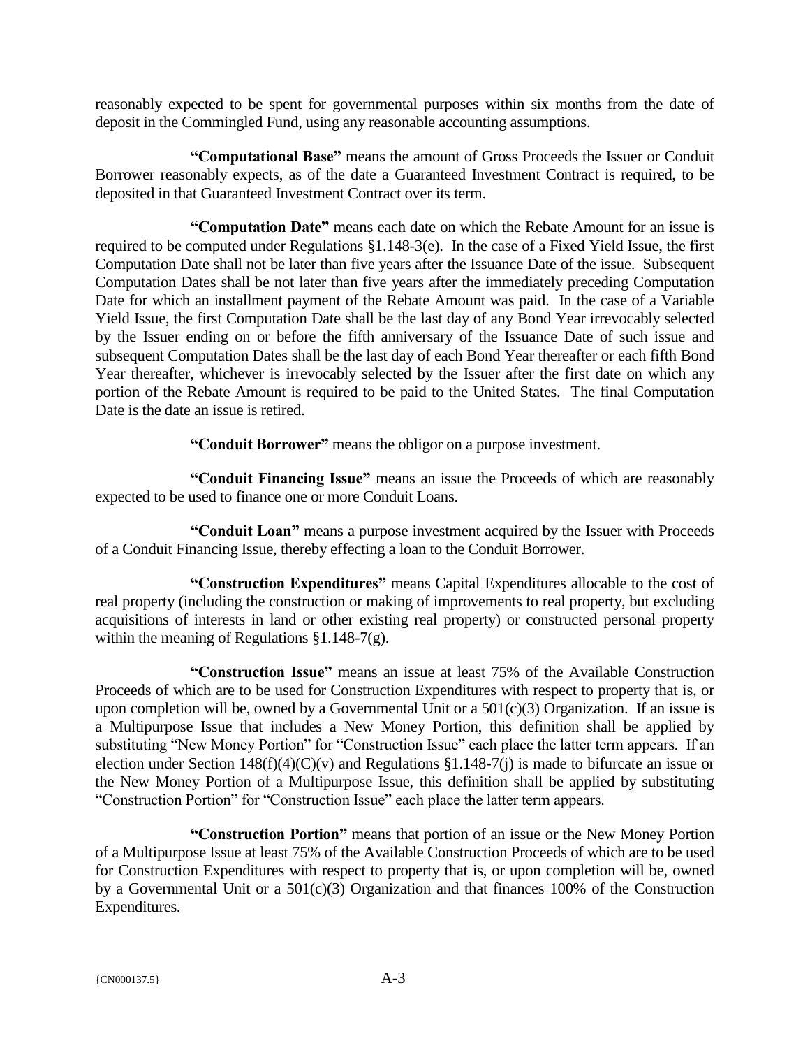reasonably expected to be spent for governmental purposes within six months from the date of deposit in the Commingled Fund, using any reasonable accounting assumptions.

**"Computational Base"** means the amount of Gross Proceeds the Issuer or Conduit Borrower reasonably expects, as of the date a Guaranteed Investment Contract is required, to be deposited in that Guaranteed Investment Contract over its term.

**"Computation Date"** means each date on which the Rebate Amount for an issue is required to be computed under Regulations §1.148-3(e). In the case of a Fixed Yield Issue, the first Computation Date shall not be later than five years after the Issuance Date of the issue. Subsequent Computation Dates shall be not later than five years after the immediately preceding Computation Date for which an installment payment of the Rebate Amount was paid. In the case of a Variable Yield Issue, the first Computation Date shall be the last day of any Bond Year irrevocably selected by the Issuer ending on or before the fifth anniversary of the Issuance Date of such issue and subsequent Computation Dates shall be the last day of each Bond Year thereafter or each fifth Bond Year thereafter, whichever is irrevocably selected by the Issuer after the first date on which any portion of the Rebate Amount is required to be paid to the United States. The final Computation Date is the date an issue is retired.

**"Conduit Borrower"** means the obligor on a purpose investment.

**"Conduit Financing Issue"** means an issue the Proceeds of which are reasonably expected to be used to finance one or more Conduit Loans.

**"Conduit Loan"** means a purpose investment acquired by the Issuer with Proceeds of a Conduit Financing Issue, thereby effecting a loan to the Conduit Borrower.

**"Construction Expenditures"** means Capital Expenditures allocable to the cost of real property (including the construction or making of improvements to real property, but excluding acquisitions of interests in land or other existing real property) or constructed personal property within the meaning of Regulations §1.148-7(g).

**"Construction Issue"** means an issue at least 75% of the Available Construction Proceeds of which are to be used for Construction Expenditures with respect to property that is, or upon completion will be, owned by a Governmental Unit or a 501(c)(3) Organization. If an issue is a Multipurpose Issue that includes a New Money Portion, this definition shall be applied by substituting "New Money Portion" for "Construction Issue" each place the latter term appears. If an election under Section 148(f)(4)(C)(v) and Regulations §1.148-7(j) is made to bifurcate an issue or the New Money Portion of a Multipurpose Issue, this definition shall be applied by substituting "Construction Portion" for "Construction Issue" each place the latter term appears.

**"Construction Portion"** means that portion of an issue or the New Money Portion of a Multipurpose Issue at least 75% of the Available Construction Proceeds of which are to be used for Construction Expenditures with respect to property that is, or upon completion will be, owned by a Governmental Unit or a 501(c)(3) Organization and that finances 100% of the Construction Expenditures.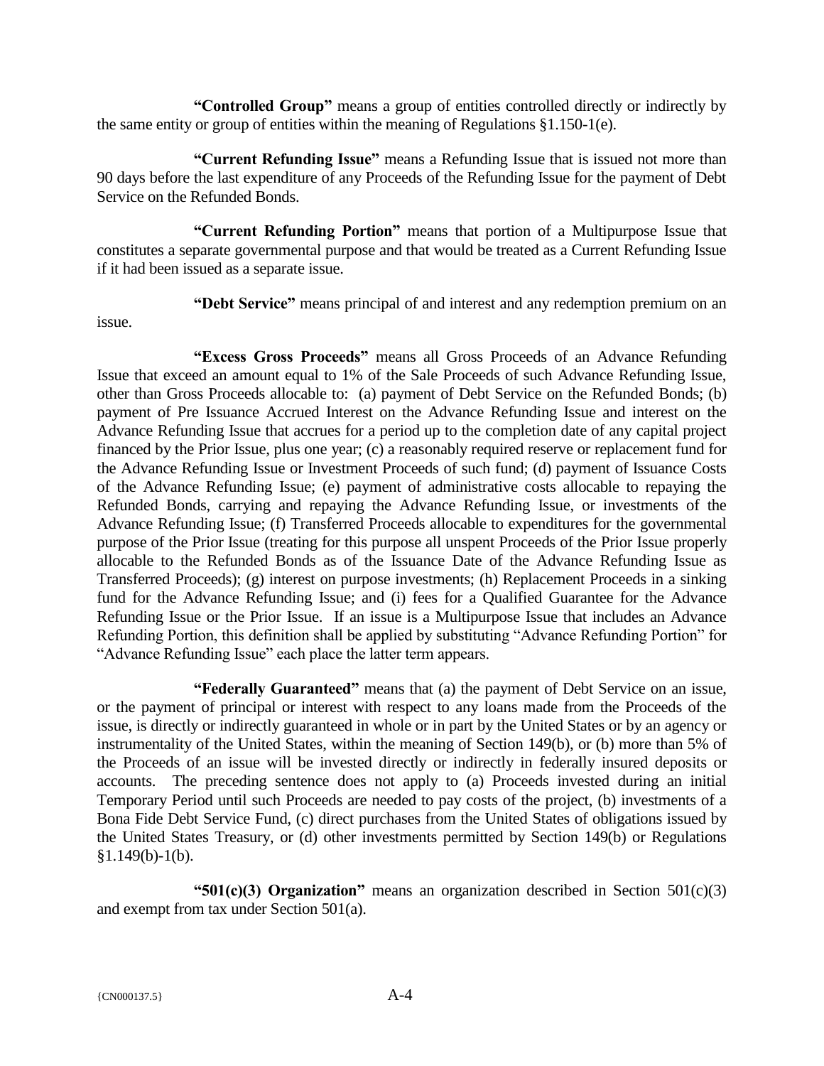**"Controlled Group"** means a group of entities controlled directly or indirectly by the same entity or group of entities within the meaning of Regulations §1.150-1(e).

**"Current Refunding Issue"** means a Refunding Issue that is issued not more than 90 days before the last expenditure of any Proceeds of the Refunding Issue for the payment of Debt Service on the Refunded Bonds.

**"Current Refunding Portion"** means that portion of a Multipurpose Issue that constitutes a separate governmental purpose and that would be treated as a Current Refunding Issue if it had been issued as a separate issue.

**"Debt Service"** means principal of and interest and any redemption premium on an issue.

**"Excess Gross Proceeds"** means all Gross Proceeds of an Advance Refunding Issue that exceed an amount equal to 1% of the Sale Proceeds of such Advance Refunding Issue, other than Gross Proceeds allocable to: (a) payment of Debt Service on the Refunded Bonds; (b) payment of Pre Issuance Accrued Interest on the Advance Refunding Issue and interest on the Advance Refunding Issue that accrues for a period up to the completion date of any capital project financed by the Prior Issue, plus one year; (c) a reasonably required reserve or replacement fund for the Advance Refunding Issue or Investment Proceeds of such fund; (d) payment of Issuance Costs of the Advance Refunding Issue; (e) payment of administrative costs allocable to repaying the Refunded Bonds, carrying and repaying the Advance Refunding Issue, or investments of the Advance Refunding Issue; (f) Transferred Proceeds allocable to expenditures for the governmental purpose of the Prior Issue (treating for this purpose all unspent Proceeds of the Prior Issue properly allocable to the Refunded Bonds as of the Issuance Date of the Advance Refunding Issue as Transferred Proceeds); (g) interest on purpose investments; (h) Replacement Proceeds in a sinking fund for the Advance Refunding Issue; and (i) fees for a Qualified Guarantee for the Advance Refunding Issue or the Prior Issue. If an issue is a Multipurpose Issue that includes an Advance Refunding Portion, this definition shall be applied by substituting "Advance Refunding Portion" for "Advance Refunding Issue" each place the latter term appears.

**"Federally Guaranteed"** means that (a) the payment of Debt Service on an issue, or the payment of principal or interest with respect to any loans made from the Proceeds of the issue, is directly or indirectly guaranteed in whole or in part by the United States or by an agency or instrumentality of the United States, within the meaning of Section 149(b), or (b) more than 5% of the Proceeds of an issue will be invested directly or indirectly in federally insured deposits or accounts. The preceding sentence does not apply to (a) Proceeds invested during an initial Temporary Period until such Proceeds are needed to pay costs of the project, (b) investments of a Bona Fide Debt Service Fund, (c) direct purchases from the United States of obligations issued by the United States Treasury, or (d) other investments permitted by Section 149(b) or Regulations §1.149(b)-1(b).

**"501(c)(3) Organization"** means an organization described in Section 501(c)(3) and exempt from tax under Section 501(a).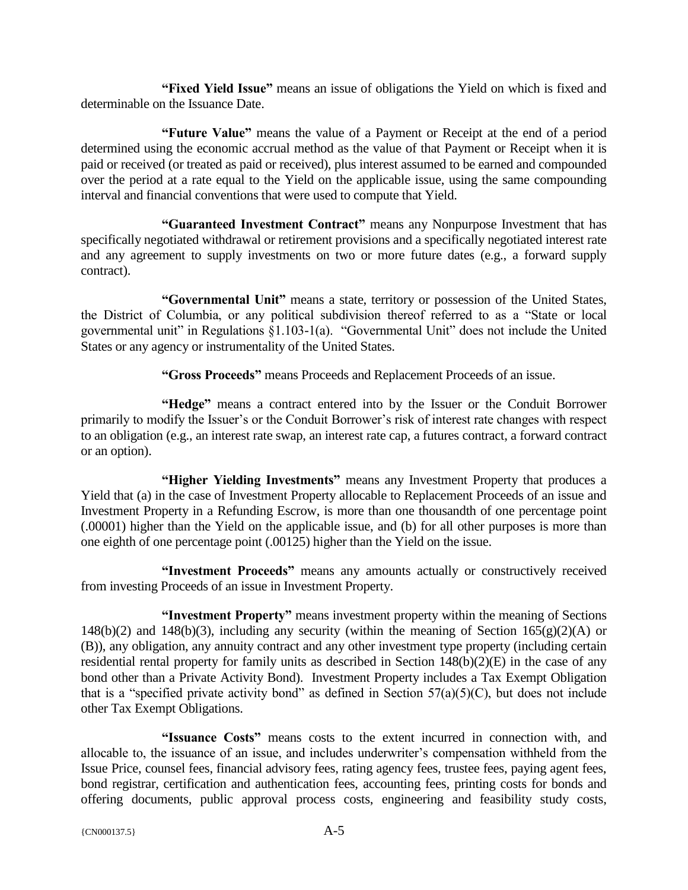**"Fixed Yield Issue"** means an issue of obligations the Yield on which is fixed and determinable on the Issuance Date.

**"Future Value"** means the value of a Payment or Receipt at the end of a period determined using the economic accrual method as the value of that Payment or Receipt when it is paid or received (or treated as paid or received), plus interest assumed to be earned and compounded over the period at a rate equal to the Yield on the applicable issue, using the same compounding interval and financial conventions that were used to compute that Yield.

**"Guaranteed Investment Contract"** means any Nonpurpose Investment that has specifically negotiated withdrawal or retirement provisions and a specifically negotiated interest rate and any agreement to supply investments on two or more future dates (e.g., a forward supply contract).

**"Governmental Unit"** means a state, territory or possession of the United States, the District of Columbia, or any political subdivision thereof referred to as a "State or local governmental unit" in Regulations §1.103-1(a). "Governmental Unit" does not include the United States or any agency or instrumentality of the United States.

**"Gross Proceeds"** means Proceeds and Replacement Proceeds of an issue.

**"Hedge"** means a contract entered into by the Issuer or the Conduit Borrower primarily to modify the Issuer's or the Conduit Borrower's risk of interest rate changes with respect to an obligation (e.g., an interest rate swap, an interest rate cap, a futures contract, a forward contract or an option).

**"Higher Yielding Investments"** means any Investment Property that produces a Yield that (a) in the case of Investment Property allocable to Replacement Proceeds of an issue and Investment Property in a Refunding Escrow, is more than one thousandth of one percentage point (.00001) higher than the Yield on the applicable issue, and (b) for all other purposes is more than one eighth of one percentage point (.00125) higher than the Yield on the issue.

**"Investment Proceeds"** means any amounts actually or constructively received from investing Proceeds of an issue in Investment Property.

**"Investment Property"** means investment property within the meaning of Sections 148(b)(2) and 148(b)(3), including any security (within the meaning of Section 165(g)(2)(A) or (B)), any obligation, any annuity contract and any other investment type property (including certain residential rental property for family units as described in Section 148(b)(2)(E) in the case of any bond other than a Private Activity Bond). Investment Property includes a Tax Exempt Obligation that is a "specified private activity bond" as defined in Section 57(a)(5)(C), but does not include other Tax Exempt Obligations.

**"Issuance Costs"** means costs to the extent incurred in connection with, and allocable to, the issuance of an issue, and includes underwriter's compensation withheld from the Issue Price, counsel fees, financial advisory fees, rating agency fees, trustee fees, paying agent fees, bond registrar, certification and authentication fees, accounting fees, printing costs for bonds and offering documents, public approval process costs, engineering and feasibility study costs,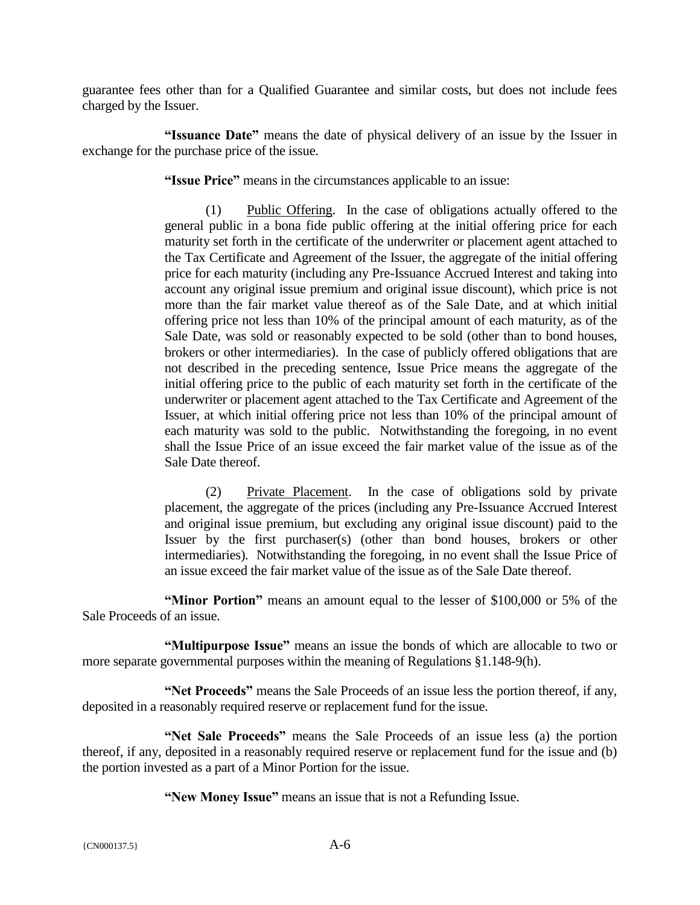guarantee fees other than for a Qualified Guarantee and similar costs, but does not include fees charged by the Issuer.

**"Issuance Date"** means the date of physical delivery of an issue by the Issuer in exchange for the purchase price of the issue.

**"Issue Price"** means in the circumstances applicable to an issue:

(1) Public Offering. In the case of obligations actually offered to the general public in a bona fide public offering at the initial offering price for each maturity set forth in the certificate of the underwriter or placement agent attached to the Tax Certificate and Agreement of the Issuer, the aggregate of the initial offering price for each maturity (including any Pre-Issuance Accrued Interest and taking into account any original issue premium and original issue discount), which price is not more than the fair market value thereof as of the Sale Date, and at which initial offering price not less than 10% of the principal amount of each maturity, as of the Sale Date, was sold or reasonably expected to be sold (other than to bond houses, brokers or other intermediaries). In the case of publicly offered obligations that are not described in the preceding sentence, Issue Price means the aggregate of the initial offering price to the public of each maturity set forth in the certificate of the underwriter or placement agent attached to the Tax Certificate and Agreement of the Issuer, at which initial offering price not less than 10% of the principal amount of each maturity was sold to the public. Notwithstanding the foregoing, in no event shall the Issue Price of an issue exceed the fair market value of the issue as of the Sale Date thereof.

(2) Private Placement. In the case of obligations sold by private placement, the aggregate of the prices (including any Pre-Issuance Accrued Interest and original issue premium, but excluding any original issue discount) paid to the Issuer by the first purchaser(s) (other than bond houses, brokers or other intermediaries). Notwithstanding the foregoing, in no event shall the Issue Price of an issue exceed the fair market value of the issue as of the Sale Date thereof.

**"Minor Portion"** means an amount equal to the lesser of $100,000 or 5% of the Sale Proceeds of an issue.

**"Multipurpose Issue"** means an issue the bonds of which are allocable to two or more separate governmental purposes within the meaning of Regulations §1.148-9(h).

**"Net Proceeds"** means the Sale Proceeds of an issue less the portion thereof, if any, deposited in a reasonably required reserve or replacement fund for the issue.

**"Net Sale Proceeds"** means the Sale Proceeds of an issue less (a) the portion thereof, if any, deposited in a reasonably required reserve or replacement fund for the issue and (b) the portion invested as a part of a Minor Portion for the issue.

**"New Money Issue"** means an issue that is not a Refunding Issue.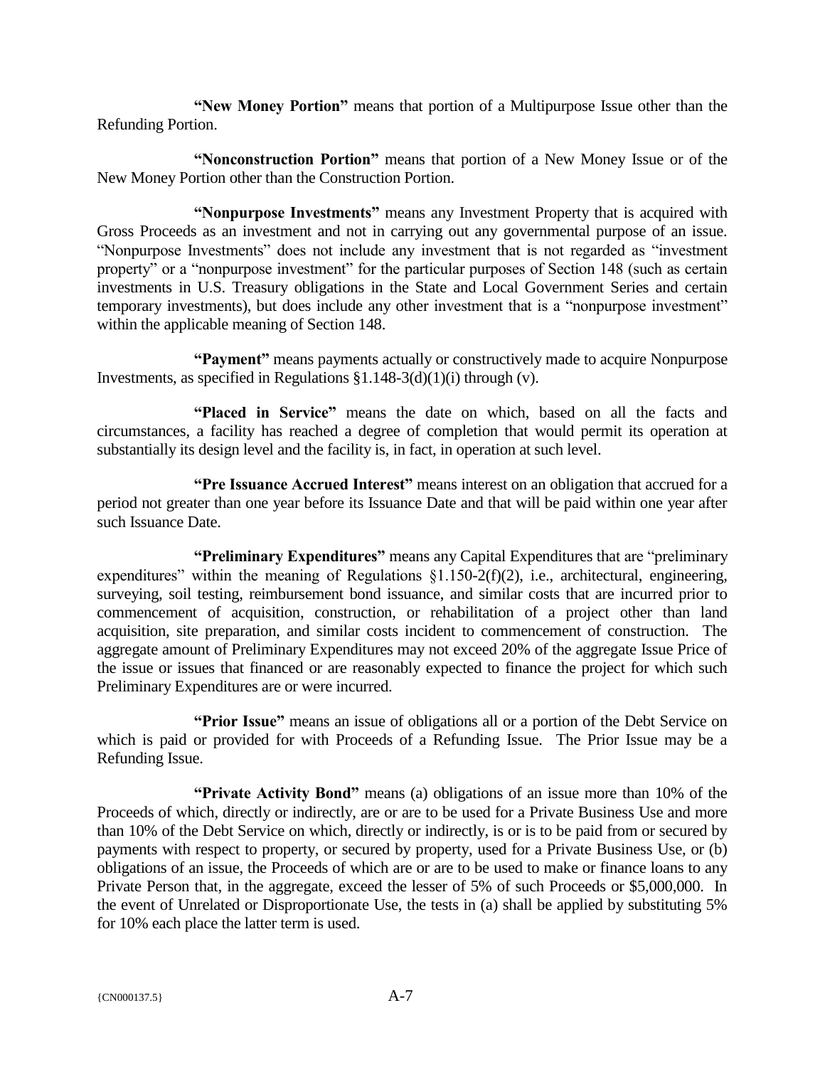**"New Money Portion"** means that portion of a Multipurpose Issue other than the Refunding Portion.

**"Nonconstruction Portion"** means that portion of a New Money Issue or of the New Money Portion other than the Construction Portion.

**"Nonpurpose Investments"** means any Investment Property that is acquired with Gross Proceeds as an investment and not in carrying out any governmental purpose of an issue. "Nonpurpose Investments" does not include any investment that is not regarded as "investment property" or a "nonpurpose investment" for the particular purposes of Section 148 (such as certain investments in U.S. Treasury obligations in the State and Local Government Series and certain temporary investments), but does include any other investment that is a "nonpurpose investment" within the applicable meaning of Section 148.

**"Payment"** means payments actually or constructively made to acquire Nonpurpose Investments, as specified in Regulations §1.148-3(d)(1)(i) through (v).

**"Placed in Service"** means the date on which, based on all the facts and circumstances, a facility has reached a degree of completion that would permit its operation at substantially its design level and the facility is, in fact, in operation at such level.

**"Pre Issuance Accrued Interest"** means interest on an obligation that accrued for a period not greater than one year before its Issuance Date and that will be paid within one year after such Issuance Date.

**"Preliminary Expenditures"** means any Capital Expenditures that are "preliminary expenditures" within the meaning of Regulations §1.150-2(f)(2), i.e., architectural, engineering, surveying, soil testing, reimbursement bond issuance, and similar costs that are incurred prior to commencement of acquisition, construction, or rehabilitation of a project other than land acquisition, site preparation, and similar costs incident to commencement of construction. The aggregate amount of Preliminary Expenditures may not exceed 20% of the aggregate Issue Price of the issue or issues that financed or are reasonably expected to finance the project for which such Preliminary Expenditures are or were incurred.

**"Prior Issue"** means an issue of obligations all or a portion of the Debt Service on which is paid or provided for with Proceeds of a Refunding Issue. The Prior Issue may be a Refunding Issue.

**"Private Activity Bond"** means (a) obligations of an issue more than 10% of the Proceeds of which, directly or indirectly, are or are to be used for a Private Business Use and more than 10% of the Debt Service on which, directly or indirectly, is or is to be paid from or secured by payments with respect to property, or secured by property, used for a Private Business Use, or (b) obligations of an issue, the Proceeds of which are or are to be used to make or finance loans to any Private Person that, in the aggregate, exceed the lesser of 5% of such Proceeds or $5,000,000. In the event of Unrelated or Disproportionate Use, the tests in (a) shall be applied by substituting 5% for 10% each place the latter term is used.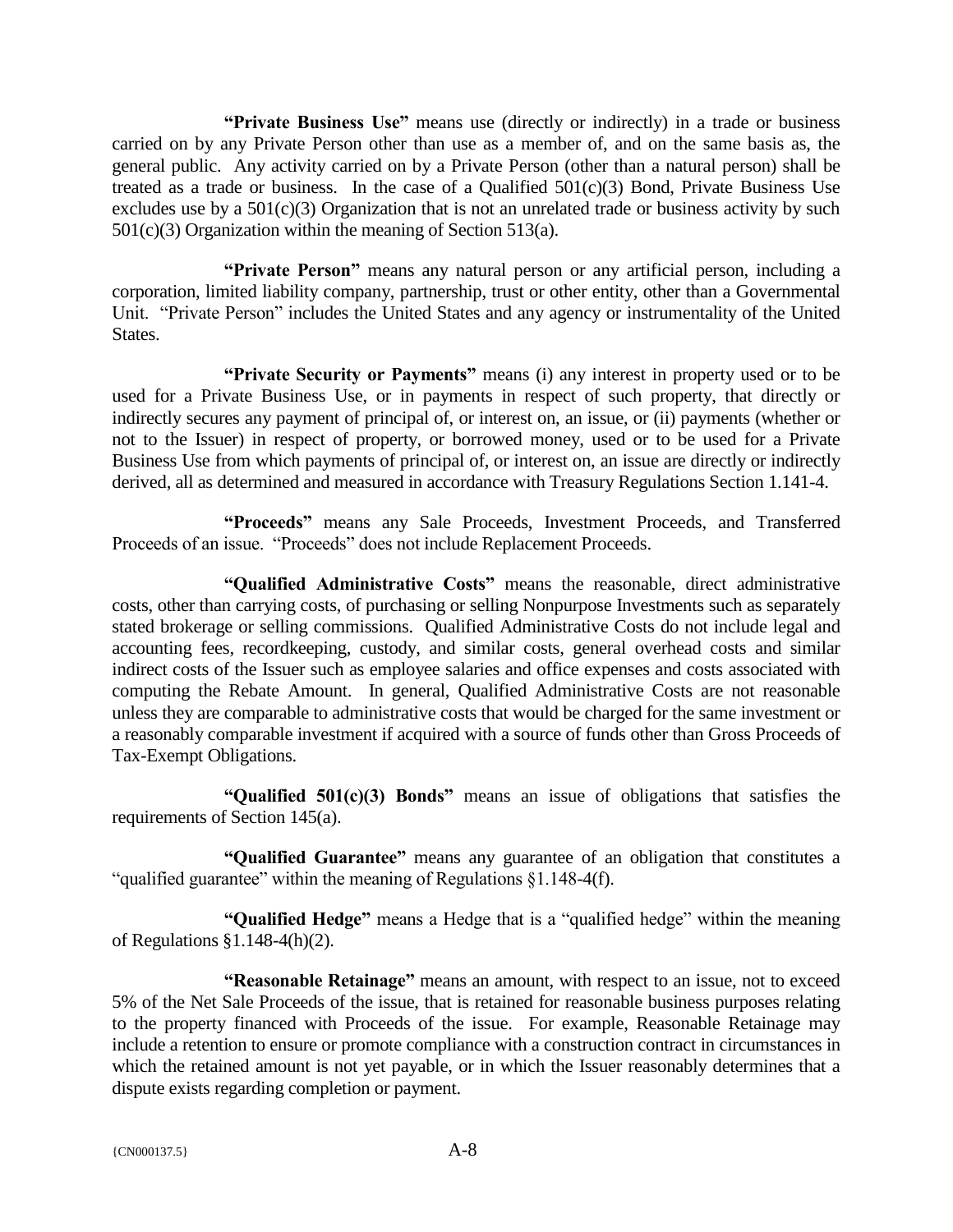**"Private Business Use"** means use (directly or indirectly) in a trade or business carried on by any Private Person other than use as a member of, and on the same basis as, the general public. Any activity carried on by a Private Person (other than a natural person) shall be treated as a trade or business. In the case of a Qualified 501(c)(3) Bond, Private Business Use excludes use by a 501(c)(3) Organization that is not an unrelated trade or business activity by such 501(c)(3) Organization within the meaning of Section 513(a).

**"Private Person"** means any natural person or any artificial person, including a corporation, limited liability company, partnership, trust or other entity, other than a Governmental Unit. "Private Person" includes the United States and any agency or instrumentality of the United States.

**"Private Security or Payments"** means (i) any interest in property used or to be used for a Private Business Use, or in payments in respect of such property, that directly or indirectly secures any payment of principal of, or interest on, an issue, or (ii) payments (whether or not to the Issuer) in respect of property, or borrowed money, used or to be used for a Private Business Use from which payments of principal of, or interest on, an issue are directly or indirectly derived, all as determined and measured in accordance with Treasury Regulations Section 1.141-4.

**"Proceeds"** means any Sale Proceeds, Investment Proceeds, and Transferred Proceeds of an issue. "Proceeds" does not include Replacement Proceeds.

**"Qualified Administrative Costs"** means the reasonable, direct administrative costs, other than carrying costs, of purchasing or selling Nonpurpose Investments such as separately stated brokerage or selling commissions. Qualified Administrative Costs do not include legal and accounting fees, recordkeeping, custody, and similar costs, general overhead costs and similar indirect costs of the Issuer such as employee salaries and office expenses and costs associated with computing the Rebate Amount. In general, Qualified Administrative Costs are not reasonable unless they are comparable to administrative costs that would be charged for the same investment or a reasonably comparable investment if acquired with a source of funds other than Gross Proceeds of Tax-Exempt Obligations.

**"Qualified 501(c)(3) Bonds"** means an issue of obligations that satisfies the requirements of Section 145(a).

**"Qualified Guarantee"** means any guarantee of an obligation that constitutes a "qualified guarantee" within the meaning of Regulations §1.148-4(f).

**"Qualified Hedge"** means a Hedge that is a "qualified hedge" within the meaning of Regulations §1.148-4(h)(2).

**"Reasonable Retainage"** means an amount, with respect to an issue, not to exceed 5% of the Net Sale Proceeds of the issue, that is retained for reasonable business purposes relating to the property financed with Proceeds of the issue. For example, Reasonable Retainage may include a retention to ensure or promote compliance with a construction contract in circumstances in which the retained amount is not yet payable, or in which the Issuer reasonably determines that a dispute exists regarding completion or payment.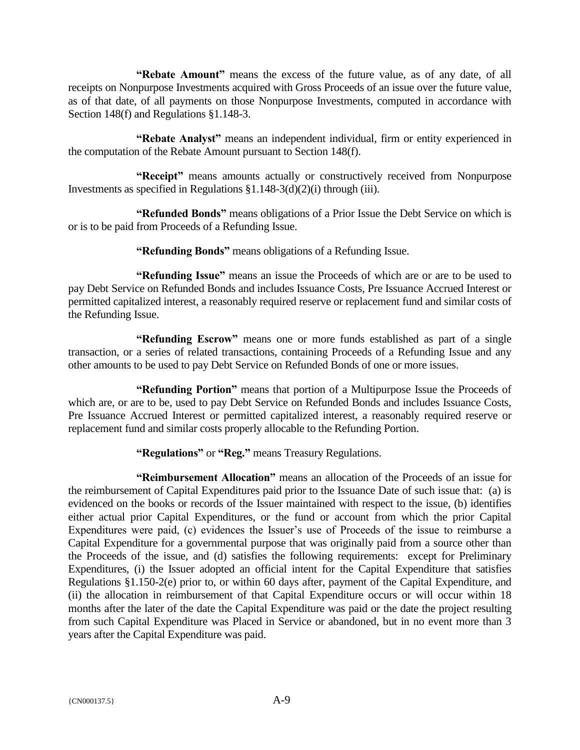**"Rebate Amount"** means the excess of the future value, as of any date, of all receipts on Nonpurpose Investments acquired with Gross Proceeds of an issue over the future value, as of that date, of all payments on those Nonpurpose Investments, computed in accordance with Section 148(f) and Regulations §1.148-3.

**"Rebate Analyst"** means an independent individual, firm or entity experienced in the computation of the Rebate Amount pursuant to Section 148(f).

**"Receipt"** means amounts actually or constructively received from Nonpurpose Investments as specified in Regulations §1.148-3(d)(2)(i) through (iii).

**"Refunded Bonds"** means obligations of a Prior Issue the Debt Service on which is or is to be paid from Proceeds of a Refunding Issue.

**"Refunding Bonds"** means obligations of a Refunding Issue.

**"Refunding Issue"** means an issue the Proceeds of which are or are to be used to pay Debt Service on Refunded Bonds and includes Issuance Costs, Pre Issuance Accrued Interest or permitted capitalized interest, a reasonably required reserve or replacement fund and similar costs of the Refunding Issue.

**"Refunding Escrow"** means one or more funds established as part of a single transaction, or a series of related transactions, containing Proceeds of a Refunding Issue and any other amounts to be used to pay Debt Service on Refunded Bonds of one or more issues.

**"Refunding Portion"** means that portion of a Multipurpose Issue the Proceeds of which are, or are to be, used to pay Debt Service on Refunded Bonds and includes Issuance Costs, Pre Issuance Accrued Interest or permitted capitalized interest, a reasonably required reserve or replacement fund and similar costs properly allocable to the Refunding Portion.

**"Regulations"** or **"Reg."** means Treasury Regulations.

**"Reimbursement Allocation"** means an allocation of the Proceeds of an issue for the reimbursement of Capital Expenditures paid prior to the Issuance Date of such issue that: (a) is evidenced on the books or records of the Issuer maintained with respect to the issue, (b) identifies either actual prior Capital Expenditures, or the fund or account from which the prior Capital Expenditures were paid, (c) evidences the Issuer's use of Proceeds of the issue to reimburse a Capital Expenditure for a governmental purpose that was originally paid from a source other than the Proceeds of the issue, and (d) satisfies the following requirements: except for Preliminary Expenditures, (i) the Issuer adopted an official intent for the Capital Expenditure that satisfies Regulations §1.150-2(e) prior to, or within 60 days after, payment of the Capital Expenditure, and (ii) the allocation in reimbursement of that Capital Expenditure occurs or will occur within 18 months after the later of the date the Capital Expenditure was paid or the date the project resulting from such Capital Expenditure was Placed in Service or abandoned, but in no event more than 3 years after the Capital Expenditure was paid.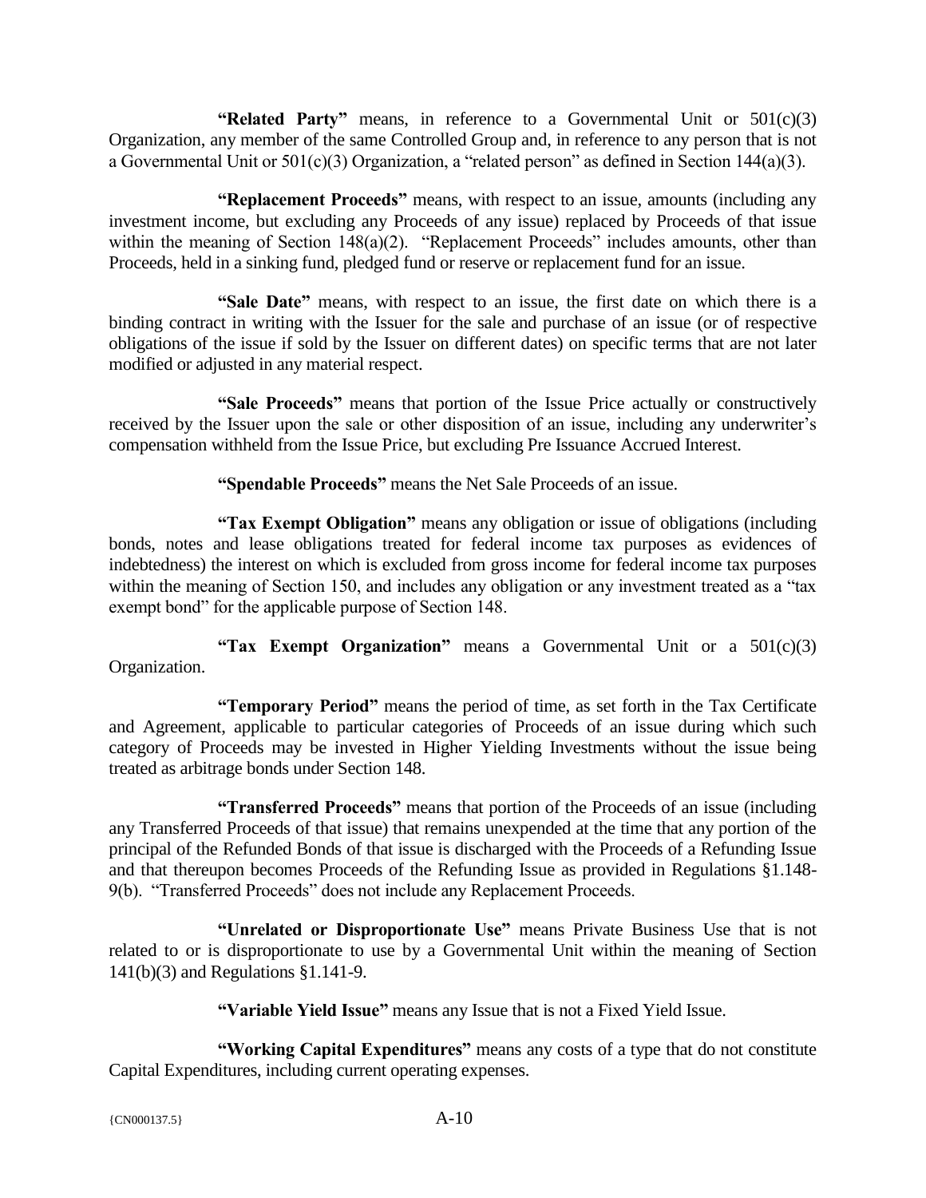**"Related Party"** means, in reference to a Governmental Unit or 501(c)(3) Organization, any member of the same Controlled Group and, in reference to any person that is not a Governmental Unit or 501(c)(3) Organization, a "related person" as defined in Section 144(a)(3).

**"Replacement Proceeds"** means, with respect to an issue, amounts (including any investment income, but excluding any Proceeds of any issue) replaced by Proceeds of that issue within the meaning of Section 148(a)(2). "Replacement Proceeds" includes amounts, other than Proceeds, held in a sinking fund, pledged fund or reserve or replacement fund for an issue.

**"Sale Date"** means, with respect to an issue, the first date on which there is a binding contract in writing with the Issuer for the sale and purchase of an issue (or of respective obligations of the issue if sold by the Issuer on different dates) on specific terms that are not later modified or adjusted in any material respect.

**"Sale Proceeds"** means that portion of the Issue Price actually or constructively received by the Issuer upon the sale or other disposition of an issue, including any underwriter's compensation withheld from the Issue Price, but excluding Pre Issuance Accrued Interest.

**"Spendable Proceeds"** means the Net Sale Proceeds of an issue.

**"Tax Exempt Obligation"** means any obligation or issue of obligations (including bonds, notes and lease obligations treated for federal income tax purposes as evidences of indebtedness) the interest on which is excluded from gross income for federal income tax purposes within the meaning of Section 150, and includes any obligation or any investment treated as a "tax exempt bond" for the applicable purpose of Section 148.

**"Tax Exempt Organization"** means a Governmental Unit or a 501(c)(3) Organization.

**"Temporary Period"** means the period of time, as set forth in the Tax Certificate and Agreement, applicable to particular categories of Proceeds of an issue during which such category of Proceeds may be invested in Higher Yielding Investments without the issue being treated as arbitrage bonds under Section 148.

**"Transferred Proceeds"** means that portion of the Proceeds of an issue (including any Transferred Proceeds of that issue) that remains unexpended at the time that any portion of the principal of the Refunded Bonds of that issue is discharged with the Proceeds of a Refunding Issue and that thereupon becomes Proceeds of the Refunding Issue as provided in Regulations §1.148-9(b). "Transferred Proceeds" does not include any Replacement Proceeds.

**"Unrelated or Disproportionate Use"** means Private Business Use that is not related to or is disproportionate to use by a Governmental Unit within the meaning of Section 141(b)(3) and Regulations §1.141-9.

**"Variable Yield Issue"** means any Issue that is not a Fixed Yield Issue.

**"Working Capital Expenditures"** means any costs of a type that do not constitute Capital Expenditures, including current operating expenses.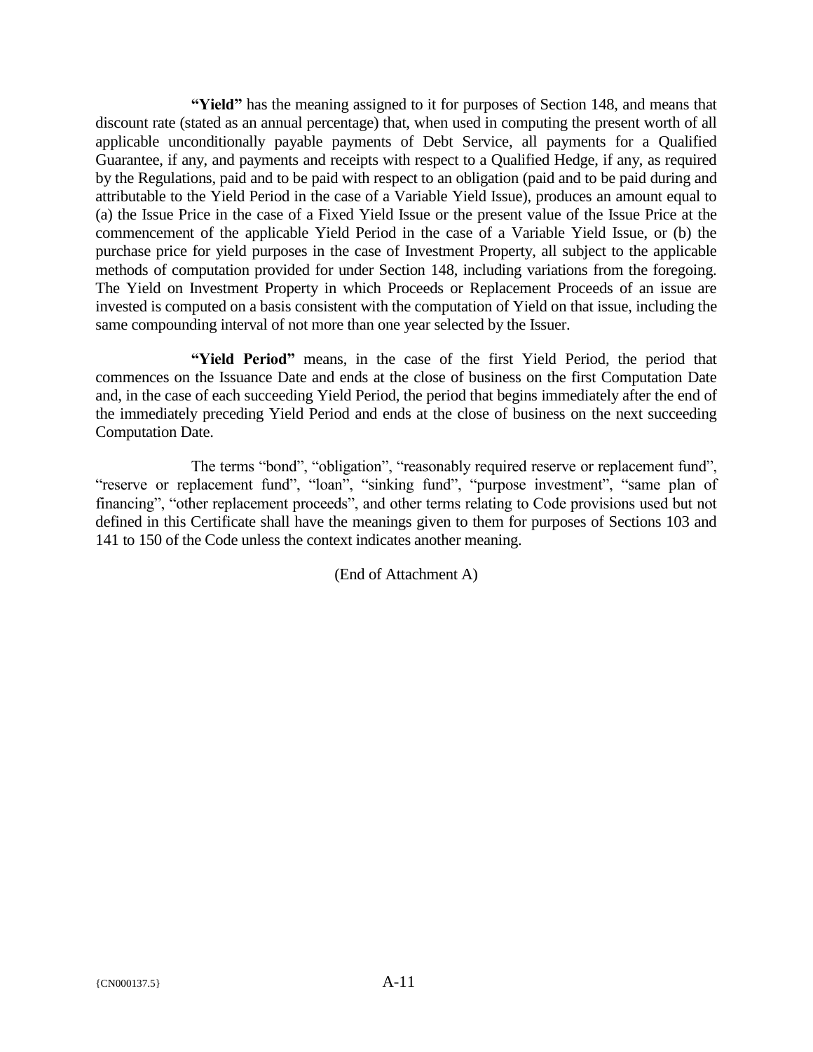**"Yield"** has the meaning assigned to it for purposes of Section 148, and means that discount rate (stated as an annual percentage) that, when used in computing the present worth of all applicable unconditionally payable payments of Debt Service, all payments for a Qualified Guarantee, if any, and payments and receipts with respect to a Qualified Hedge, if any, as required by the Regulations, paid and to be paid with respect to an obligation (paid and to be paid during and attributable to the Yield Period in the case of a Variable Yield Issue), produces an amount equal to (a) the Issue Price in the case of a Fixed Yield Issue or the present value of the Issue Price at the commencement of the applicable Yield Period in the case of a Variable Yield Issue, or (b) the purchase price for yield purposes in the case of Investment Property, all subject to the applicable methods of computation provided for under Section 148, including variations from the foregoing. The Yield on Investment Property in which Proceeds or Replacement Proceeds of an issue are invested is computed on a basis consistent with the computation of Yield on that issue, including the same compounding interval of not more than one year selected by the Issuer.

**"Yield Period"** means, in the case of the first Yield Period, the period that commences on the Issuance Date and ends at the close of business on the first Computation Date and, in the case of each succeeding Yield Period, the period that begins immediately after the end of the immediately preceding Yield Period and ends at the close of business on the next succeeding Computation Date.

The terms "bond", "obligation", "reasonably required reserve or replacement fund", "reserve or replacement fund", "loan", "sinking fund", "purpose investment", "same plan of financing", "other replacement proceeds", and other terms relating to Code provisions used but not defined in this Certificate shall have the meanings given to them for purposes of Sections 103 and 141 to 150 of the Code unless the context indicates another meaning.

(End of Attachment A)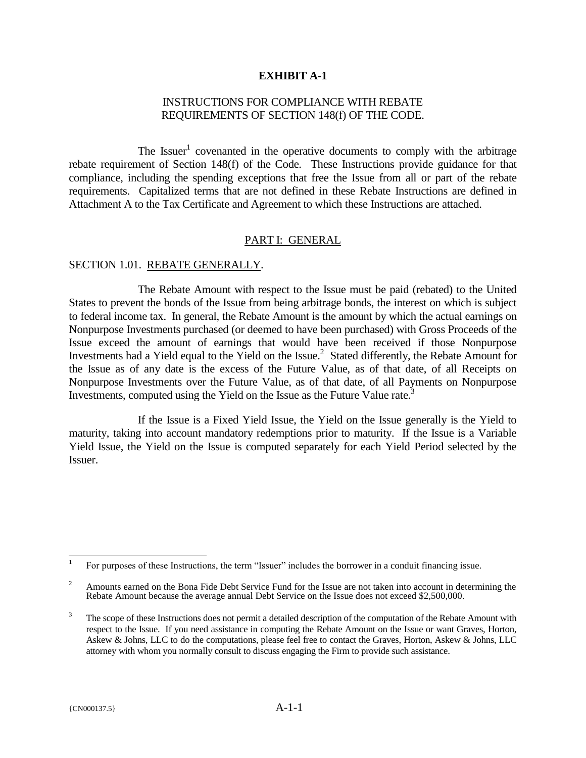# EXHIBIT A-1

## INSTRUCTIONS FOR COMPLIANCE WITH REBATE REQUIREMENTS OF SECTION 148(f) OF THE CODE.

The Issuer[1] covenanted in the operative documents to comply with the arbitrage rebate requirement of Section 148(f) of the Code. These Instructions provide guidance for that compliance, including the spending exceptions that free the Issue from all or part of the rebate requirements. Capitalized terms that are not defined in these Rebate Instructions are defined in Attachment A to the Tax Certificate and Agreement to which these Instructions are attached.

## PART I: GENERAL

### SECTION 1.01. REBATE GENERALLY.

The Rebate Amount with respect to the Issue must be paid (rebated) to the United States to prevent the bonds of the Issue from being arbitrage bonds, the interest on which is subject to federal income tax. In general, the Rebate Amount is the amount by which the actual earnings on Nonpurpose Investments purchased (or deemed to have been purchased) with Gross Proceeds of the Issue exceed the amount of earnings that would have been received if those Nonpurpose Investments had a Yield equal to the Yield on the Issue.[2] Stated differently, the Rebate Amount for the Issue as of any date is the excess of the Future Value, as of that date, of all Receipts on Nonpurpose Investments over the Future Value, as of that date, of all Payments on Nonpurpose Investments, computed using the Yield on the Issue as the Future Value rate.[3]

If the Issue is a Fixed Yield Issue, the Yield on the Issue generally is the Yield to maturity, taking into account mandatory redemptions prior to maturity. If the Issue is a Variable Yield Issue, the Yield on the Issue is computed separately for each Yield Period selected by the Issuer.

---

[1] For purposes of these Instructions, the term "Issuer" includes the borrower in a conduit financing issue.

[2] Amounts earned on the Bona Fide Debt Service Fund for the Issue are not taken into account in determining the Rebate Amount because the average annual Debt Service on the Issue does not exceed $2,500,000.

[3] The scope of these Instructions does not permit a detailed description of the computation of the Rebate Amount with respect to the Issue. If you need assistance in computing the Rebate Amount on the Issue or want Graves, Horton, Askew & Johns, LLC to do the computations, please feel free to contact the Graves, Horton, Askew & Johns, LLC attorney with whom you normally consult to discuss engaging the Firm to provide such assistance.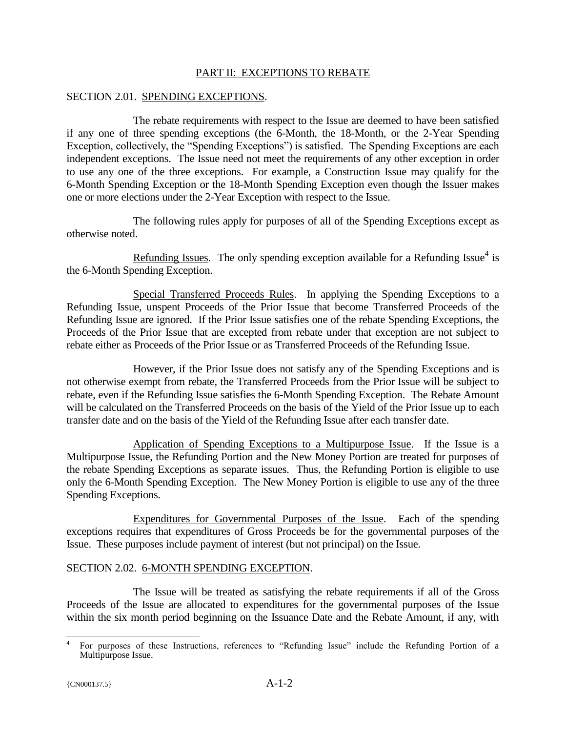## PART II: EXCEPTIONS TO REBATE

### SECTION 2.01. SPENDING EXCEPTIONS.

The rebate requirements with respect to the Issue are deemed to have been satisfied if any one of three spending exceptions (the 6-Month, the 18-Month, or the 2-Year Spending Exception, collectively, the "Spending Exceptions") is satisfied. The Spending Exceptions are each independent exceptions. The Issue need not meet the requirements of any other exception in order to use any one of the three exceptions. For example, a Construction Issue may qualify for the 6-Month Spending Exception or the 18-Month Spending Exception even though the Issuer makes one or more elections under the 2-Year Exception with respect to the Issue.

The following rules apply for purposes of all of the Spending Exceptions except as otherwise noted.

Refunding Issues. The only spending exception available for a Refunding Issue[4] is the 6-Month Spending Exception.

Special Transferred Proceeds Rules. In applying the Spending Exceptions to a Refunding Issue, unspent Proceeds of the Prior Issue that become Transferred Proceeds of the Refunding Issue are ignored. If the Prior Issue satisfies one of the rebate Spending Exceptions, the Proceeds of the Prior Issue that are excepted from rebate under that exception are not subject to rebate either as Proceeds of the Prior Issue or as Transferred Proceeds of the Refunding Issue.

However, if the Prior Issue does not satisfy any of the Spending Exceptions and is not otherwise exempt from rebate, the Transferred Proceeds from the Prior Issue will be subject to rebate, even if the Refunding Issue satisfies the 6-Month Spending Exception. The Rebate Amount will be calculated on the Transferred Proceeds on the basis of the Yield of the Prior Issue up to each transfer date and on the basis of the Yield of the Refunding Issue after each transfer date.

Application of Spending Exceptions to a Multipurpose Issue. If the Issue is a Multipurpose Issue, the Refunding Portion and the New Money Portion are treated for purposes of the rebate Spending Exceptions as separate issues. Thus, the Refunding Portion is eligible to use only the 6-Month Spending Exception. The New Money Portion is eligible to use any of the three Spending Exceptions.

Expenditures for Governmental Purposes of the Issue. Each of the spending exceptions requires that expenditures of Gross Proceeds be for the governmental purposes of the Issue. These purposes include payment of interest (but not principal) on the Issue.

### SECTION 2.02. 6-MONTH SPENDING EXCEPTION.

The Issue will be treated as satisfying the rebate requirements if all of the Gross Proceeds of the Issue are allocated to expenditures for the governmental purposes of the Issue within the six month period beginning on the Issuance Date and the Rebate Amount, if any, with

[4] For purposes of these Instructions, references to "Refunding Issue" include the Refunding Portion of a Multipurpose Issue.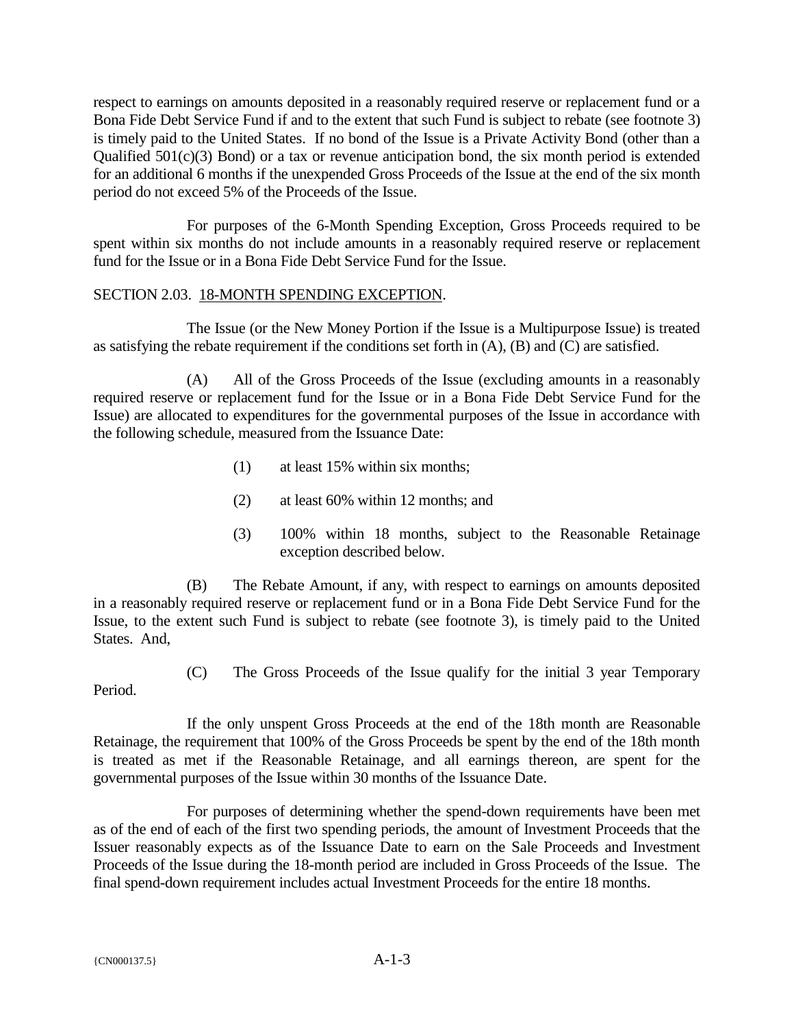respect to earnings on amounts deposited in a reasonably required reserve or replacement fund or a Bona Fide Debt Service Fund if and to the extent that such Fund is subject to rebate (see footnote 3) is timely paid to the United States. If no bond of the Issue is a Private Activity Bond (other than a Qualified 501(c)(3) Bond) or a tax or revenue anticipation bond, the six month period is extended for an additional 6 months if the unexpended Gross Proceeds of the Issue at the end of the six month period do not exceed 5% of the Proceeds of the Issue.

For purposes of the 6-Month Spending Exception, Gross Proceeds required to be spent within six months do not include amounts in a reasonably required reserve or replacement fund for the Issue or in a Bona Fide Debt Service Fund for the Issue.

SECTION 2.03. <u>18-MONTH SPENDING EXCEPTION</u>.

The Issue (or the New Money Portion if the Issue is a Multipurpose Issue) is treated as satisfying the rebate requirement if the conditions set forth in (A), (B) and (C) are satisfied.

(A) All of the Gross Proceeds of the Issue (excluding amounts in a reasonably required reserve or replacement fund for the Issue or in a Bona Fide Debt Service Fund for the Issue) are allocated to expenditures for the governmental purposes of the Issue in accordance with the following schedule, measured from the Issuance Date:

(1) at least 15% within six months;

(2) at least 60% within 12 months; and

(3) 100% within 18 months, subject to the Reasonable Retainage exception described below.

(B) The Rebate Amount, if any, with respect to earnings on amounts deposited in a reasonably required reserve or replacement fund or in a Bona Fide Debt Service Fund for the Issue, to the extent such Fund is subject to rebate (see footnote 3), is timely paid to the United States. And,

(C) The Gross Proceeds of the Issue qualify for the initial 3 year Temporary Period.

If the only unspent Gross Proceeds at the end of the 18th month are Reasonable Retainage, the requirement that 100% of the Gross Proceeds be spent by the end of the 18th month is treated as met if the Reasonable Retainage, and all earnings thereon, are spent for the governmental purposes of the Issue within 30 months of the Issuance Date.

For purposes of determining whether the spend-down requirements have been met as of the end of each of the first two spending periods, the amount of Investment Proceeds that the Issuer reasonably expects as of the Issuance Date to earn on the Sale Proceeds and Investment Proceeds of the Issue during the 18-month period are included in Gross Proceeds of the Issue. The final spend-down requirement includes actual Investment Proceeds for the entire 18 months.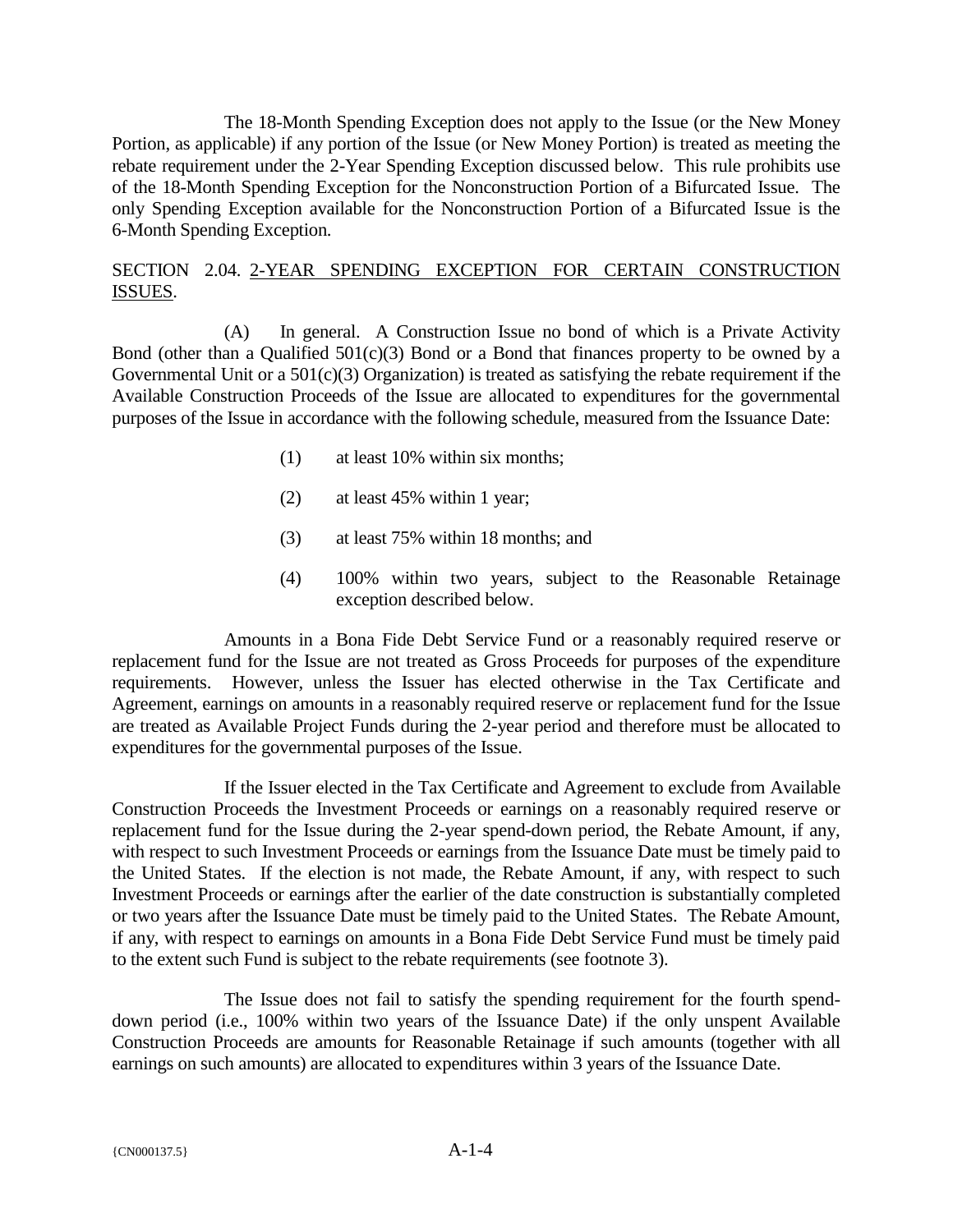The 18-Month Spending Exception does not apply to the Issue (or the New Money Portion, as applicable) if any portion of the Issue (or New Money Portion) is treated as meeting the rebate requirement under the 2-Year Spending Exception discussed below. This rule prohibits use of the 18-Month Spending Exception for the Nonconstruction Portion of a Bifurcated Issue. The only Spending Exception available for the Nonconstruction Portion of a Bifurcated Issue is the 6-Month Spending Exception.

SECTION 2.04. <u>2-YEAR SPENDING EXCEPTION FOR CERTAIN CONSTRUCTION ISSUES</u>.

(A) In general. A Construction Issue no bond of which is a Private Activity Bond (other than a Qualified 501(c)(3) Bond or a Bond that finances property to be owned by a Governmental Unit or a 501(c)(3) Organization) is treated as satisfying the rebate requirement if the Available Construction Proceeds of the Issue are allocated to expenditures for the governmental purposes of the Issue in accordance with the following schedule, measured from the Issuance Date:

(1) at least 10% within six months;

(2) at least 45% within 1 year;

(3) at least 75% within 18 months; and

(4) 100% within two years, subject to the Reasonable Retainage exception described below.

Amounts in a Bona Fide Debt Service Fund or a reasonably required reserve or replacement fund for the Issue are not treated as Gross Proceeds for purposes of the expenditure requirements. However, unless the Issuer has elected otherwise in the Tax Certificate and Agreement, earnings on amounts in a reasonably required reserve or replacement fund for the Issue are treated as Available Project Funds during the 2-year period and therefore must be allocated to expenditures for the governmental purposes of the Issue.

If the Issuer elected in the Tax Certificate and Agreement to exclude from Available Construction Proceeds the Investment Proceeds or earnings on a reasonably required reserve or replacement fund for the Issue during the 2-year spend-down period, the Rebate Amount, if any, with respect to such Investment Proceeds or earnings from the Issuance Date must be timely paid to the United States. If the election is not made, the Rebate Amount, if any, with respect to such Investment Proceeds or earnings after the earlier of the date construction is substantially completed or two years after the Issuance Date must be timely paid to the United States. The Rebate Amount, if any, with respect to earnings on amounts in a Bona Fide Debt Service Fund must be timely paid to the extent such Fund is subject to the rebate requirements (see footnote 3).

The Issue does not fail to satisfy the spending requirement for the fourth spend-down period (i.e., 100% within two years of the Issuance Date) if the only unspent Available Construction Proceeds are amounts for Reasonable Retainage if such amounts (together with all earnings on such amounts) are allocated to expenditures within 3 years of the Issuance Date.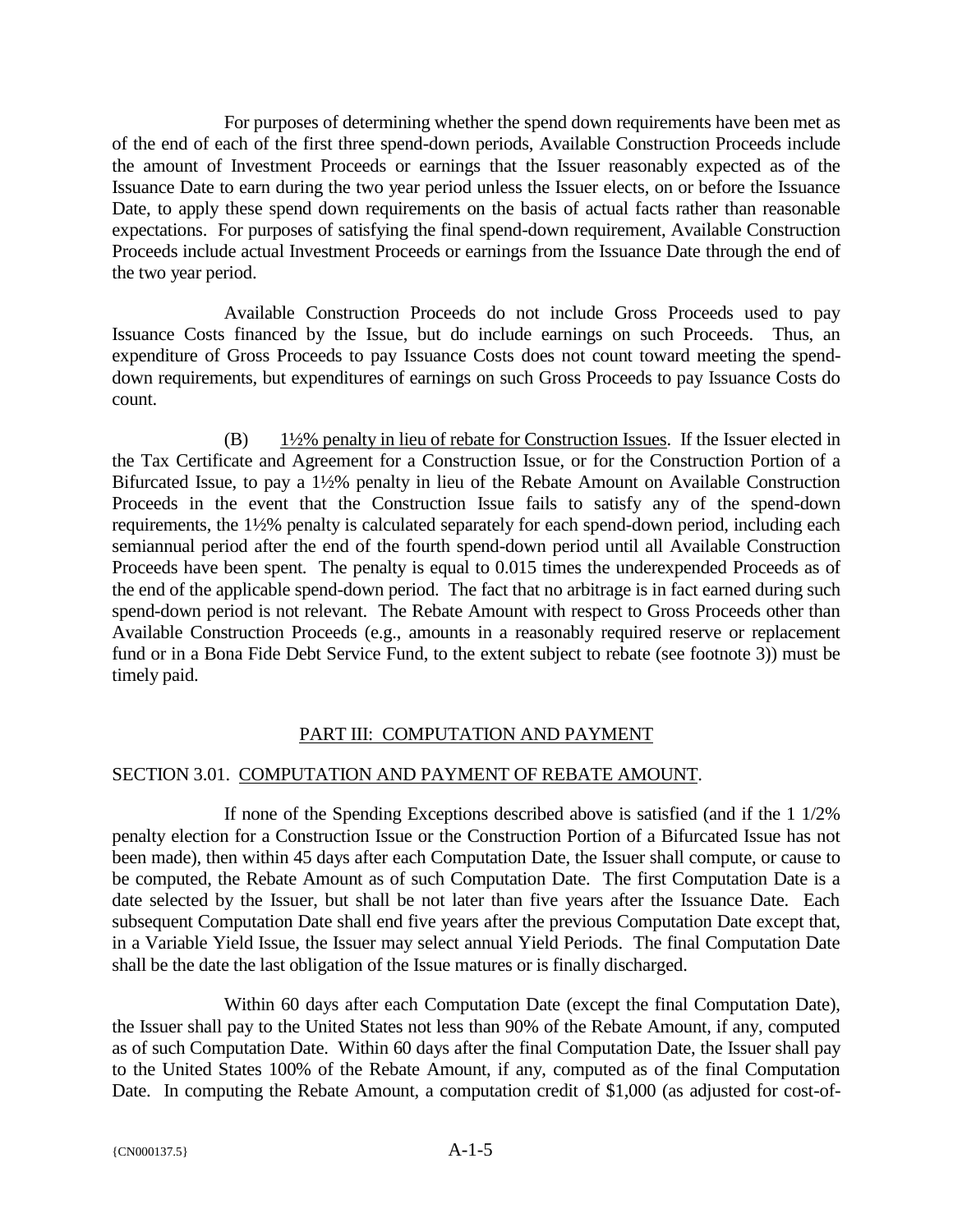For purposes of determining whether the spend down requirements have been met as of the end of each of the first three spend-down periods, Available Construction Proceeds include the amount of Investment Proceeds or earnings that the Issuer reasonably expected as of the Issuance Date to earn during the two year period unless the Issuer elects, on or before the Issuance Date, to apply these spend down requirements on the basis of actual facts rather than reasonable expectations. For purposes of satisfying the final spend-down requirement, Available Construction Proceeds include actual Investment Proceeds or earnings from the Issuance Date through the end of the two year period.

Available Construction Proceeds do not include Gross Proceeds used to pay Issuance Costs financed by the Issue, but do include earnings on such Proceeds. Thus, an expenditure of Gross Proceeds to pay Issuance Costs does not count toward meeting the spend-down requirements, but expenditures of earnings on such Gross Proceeds to pay Issuance Costs do count.

(B) 1½% penalty in lieu of rebate for Construction Issues. If the Issuer elected in the Tax Certificate and Agreement for a Construction Issue, or for the Construction Portion of a Bifurcated Issue, to pay a 1½% penalty in lieu of the Rebate Amount on Available Construction Proceeds in the event that the Construction Issue fails to satisfy any of the spend-down requirements, the 1½% penalty is calculated separately for each spend-down period, including each semiannual period after the end of the fourth spend-down period until all Available Construction Proceeds have been spent. The penalty is equal to 0.015 times the underexpended Proceeds as of the end of the applicable spend-down period. The fact that no arbitrage is in fact earned during such spend-down period is not relevant. The Rebate Amount with respect to Gross Proceeds other than Available Construction Proceeds (e.g., amounts in a reasonably required reserve or replacement fund or in a Bona Fide Debt Service Fund, to the extent subject to rebate (see footnote 3)) must be timely paid.

## PART III: COMPUTATION AND PAYMENT

### SECTION 3.01. COMPUTATION AND PAYMENT OF REBATE AMOUNT.

If none of the Spending Exceptions described above is satisfied (and if the 1 1/2% penalty election for a Construction Issue or the Construction Portion of a Bifurcated Issue has not been made), then within 45 days after each Computation Date, the Issuer shall compute, or cause to be computed, the Rebate Amount as of such Computation Date. The first Computation Date is a date selected by the Issuer, but shall be not later than five years after the Issuance Date. Each subsequent Computation Date shall end five years after the previous Computation Date except that, in a Variable Yield Issue, the Issuer may select annual Yield Periods. The final Computation Date shall be the date the last obligation of the Issue matures or is finally discharged.

Within 60 days after each Computation Date (except the final Computation Date), the Issuer shall pay to the United States not less than 90% of the Rebate Amount, if any, computed as of such Computation Date. Within 60 days after the final Computation Date, the Issuer shall pay to the United States 100% of the Rebate Amount, if any, computed as of the final Computation Date. In computing the Rebate Amount, a computation credit of $1,000 (as adjusted for cost-of-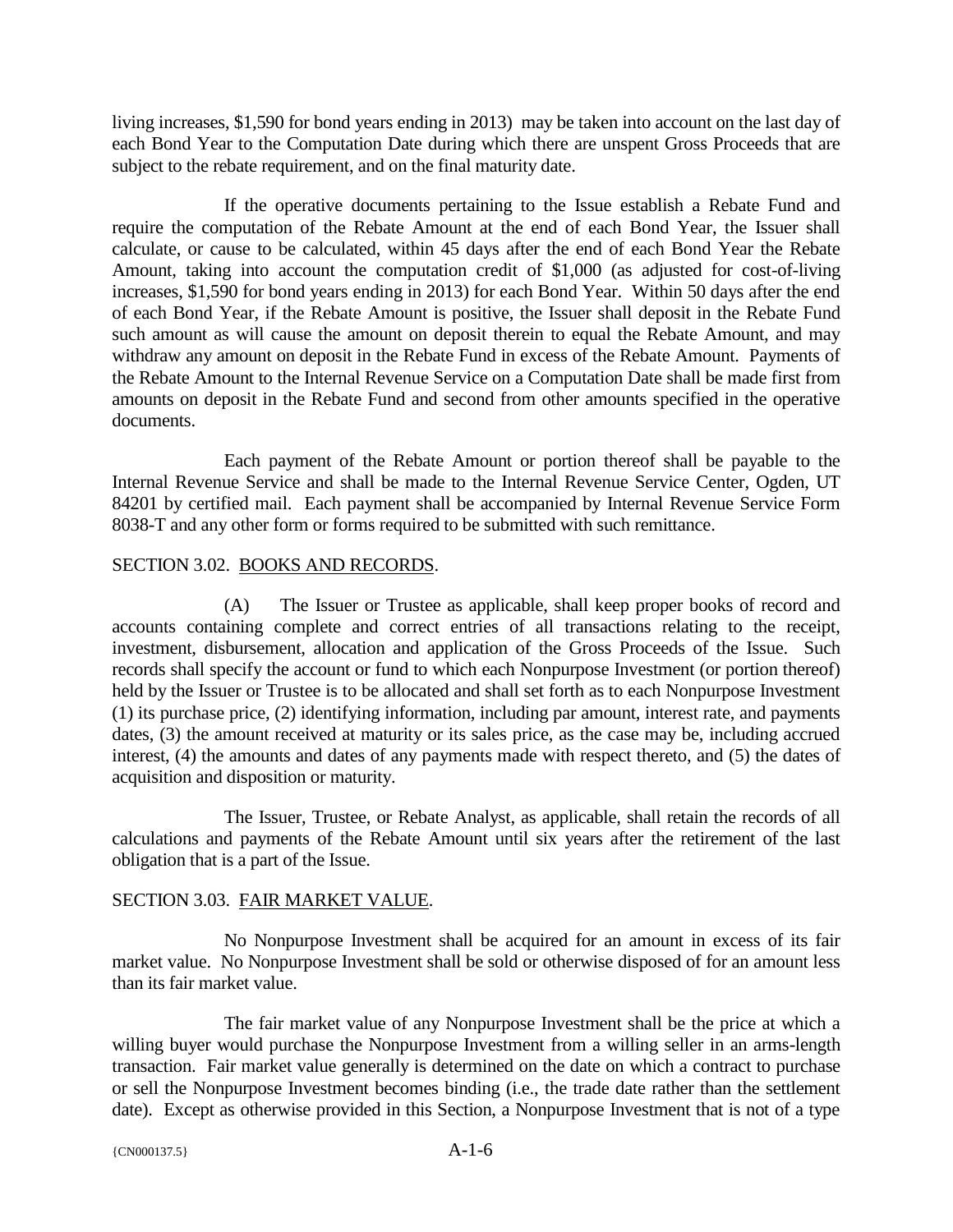living increases, $1,590 for bond years ending in 2013) may be taken into account on the last day of each Bond Year to the Computation Date during which there are unspent Gross Proceeds that are subject to the rebate requirement, and on the final maturity date.

If the operative documents pertaining to the Issue establish a Rebate Fund and require the computation of the Rebate Amount at the end of each Bond Year, the Issuer shall calculate, or cause to be calculated, within 45 days after the end of each Bond Year the Rebate Amount, taking into account the computation credit of $1,000 (as adjusted for cost-of-living increases, $1,590 for bond years ending in 2013) for each Bond Year. Within 50 days after the end of each Bond Year, if the Rebate Amount is positive, the Issuer shall deposit in the Rebate Fund such amount as will cause the amount on deposit therein to equal the Rebate Amount, and may withdraw any amount on deposit in the Rebate Fund in excess of the Rebate Amount. Payments of the Rebate Amount to the Internal Revenue Service on a Computation Date shall be made first from amounts on deposit in the Rebate Fund and second from other amounts specified in the operative documents.

Each payment of the Rebate Amount or portion thereof shall be payable to the Internal Revenue Service and shall be made to the Internal Revenue Service Center, Ogden, UT 84201 by certified mail. Each payment shall be accompanied by Internal Revenue Service Form 8038-T and any other form or forms required to be submitted with such remittance.

SECTION 3.02. BOOKS AND RECORDS.

(A) The Issuer or Trustee as applicable, shall keep proper books of record and accounts containing complete and correct entries of all transactions relating to the receipt, investment, disbursement, allocation and application of the Gross Proceeds of the Issue. Such records shall specify the account or fund to which each Nonpurpose Investment (or portion thereof) held by the Issuer or Trustee is to be allocated and shall set forth as to each Nonpurpose Investment (1) its purchase price, (2) identifying information, including par amount, interest rate, and payments dates, (3) the amount received at maturity or its sales price, as the case may be, including accrued interest, (4) the amounts and dates of any payments made with respect thereto, and (5) the dates of acquisition and disposition or maturity.

The Issuer, Trustee, or Rebate Analyst, as applicable, shall retain the records of all calculations and payments of the Rebate Amount until six years after the retirement of the last obligation that is a part of the Issue.

SECTION 3.03. FAIR MARKET VALUE.

No Nonpurpose Investment shall be acquired for an amount in excess of its fair market value. No Nonpurpose Investment shall be sold or otherwise disposed of for an amount less than its fair market value.

The fair market value of any Nonpurpose Investment shall be the price at which a willing buyer would purchase the Nonpurpose Investment from a willing seller in an arms-length transaction. Fair market value generally is determined on the date on which a contract to purchase or sell the Nonpurpose Investment becomes binding (i.e., the trade date rather than the settlement date). Except as otherwise provided in this Section, a Nonpurpose Investment that is not of a type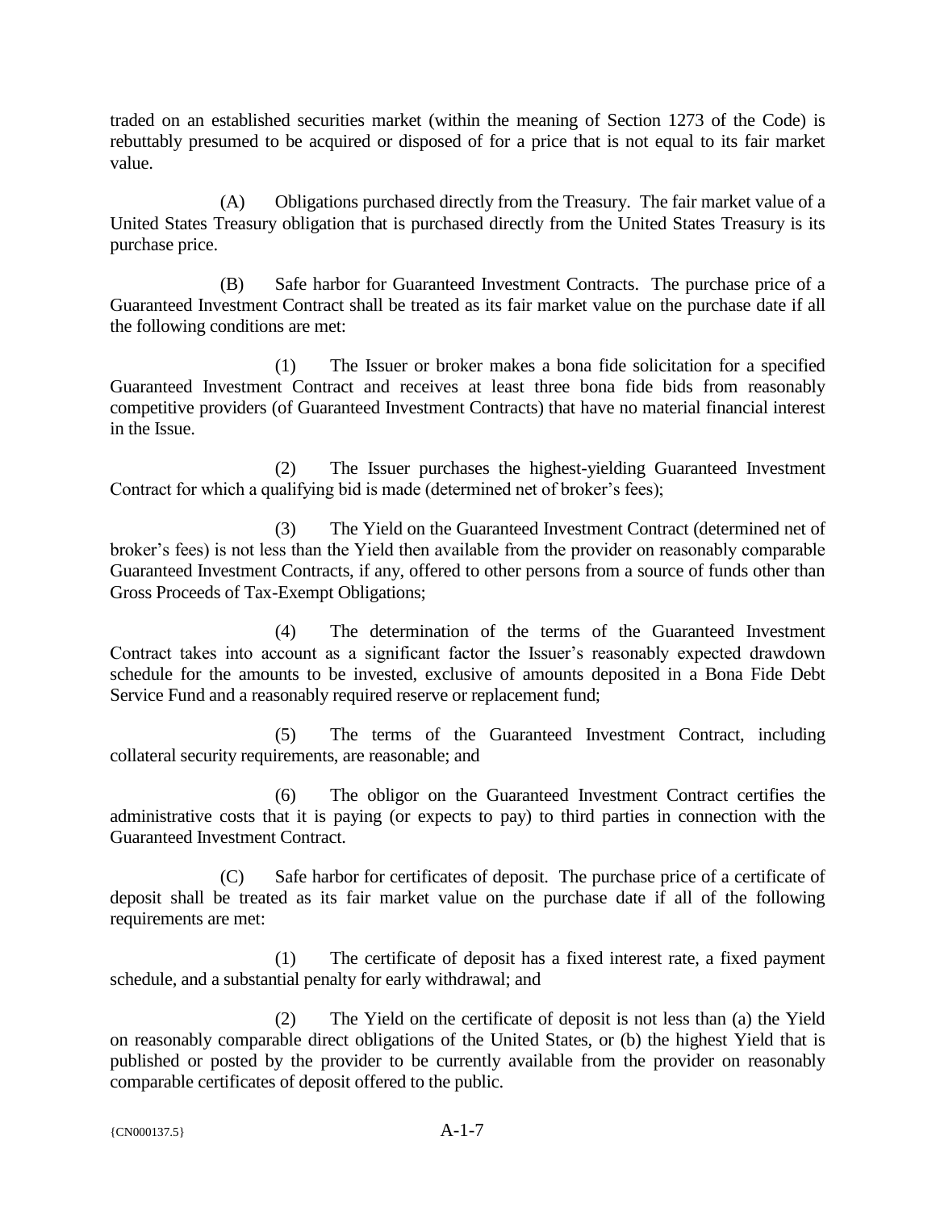traded on an established securities market (within the meaning of Section 1273 of the Code) is rebuttably presumed to be acquired or disposed of for a price that is not equal to its fair market value.

(A) Obligations purchased directly from the Treasury. The fair market value of a United States Treasury obligation that is purchased directly from the United States Treasury is its purchase price.

(B) Safe harbor for Guaranteed Investment Contracts. The purchase price of a Guaranteed Investment Contract shall be treated as its fair market value on the purchase date if all the following conditions are met:

(1) The Issuer or broker makes a bona fide solicitation for a specified Guaranteed Investment Contract and receives at least three bona fide bids from reasonably competitive providers (of Guaranteed Investment Contracts) that have no material financial interest in the Issue.

(2) The Issuer purchases the highest-yielding Guaranteed Investment Contract for which a qualifying bid is made (determined net of broker's fees);

(3) The Yield on the Guaranteed Investment Contract (determined net of broker's fees) is not less than the Yield then available from the provider on reasonably comparable Guaranteed Investment Contracts, if any, offered to other persons from a source of funds other than Gross Proceeds of Tax-Exempt Obligations;

(4) The determination of the terms of the Guaranteed Investment Contract takes into account as a significant factor the Issuer's reasonably expected drawdown schedule for the amounts to be invested, exclusive of amounts deposited in a Bona Fide Debt Service Fund and a reasonably required reserve or replacement fund;

(5) The terms of the Guaranteed Investment Contract, including collateral security requirements, are reasonable; and

(6) The obligor on the Guaranteed Investment Contract certifies the administrative costs that it is paying (or expects to pay) to third parties in connection with the Guaranteed Investment Contract.

(C) Safe harbor for certificates of deposit. The purchase price of a certificate of deposit shall be treated as its fair market value on the purchase date if all of the following requirements are met:

(1) The certificate of deposit has a fixed interest rate, a fixed payment schedule, and a substantial penalty for early withdrawal; and

(2) The Yield on the certificate of deposit is not less than (a) the Yield on reasonably comparable direct obligations of the United States, or (b) the highest Yield that is published or posted by the provider to be currently available from the provider on reasonably comparable certificates of deposit offered to the public.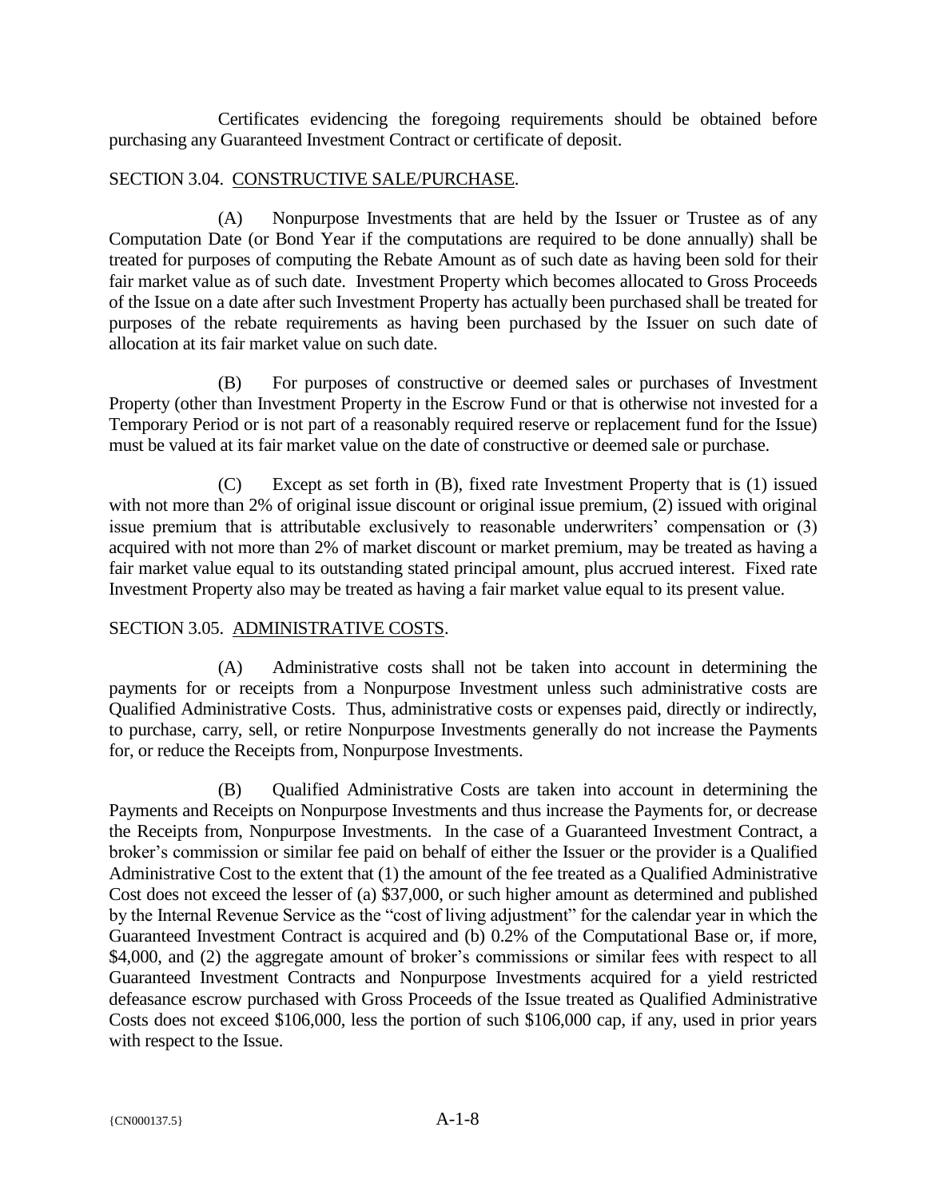Certificates evidencing the foregoing requirements should be obtained before purchasing any Guaranteed Investment Contract or certificate of deposit.

SECTION 3.04. CONSTRUCTIVE SALE/PURCHASE.

(A) Nonpurpose Investments that are held by the Issuer or Trustee as of any Computation Date (or Bond Year if the computations are required to be done annually) shall be treated for purposes of computing the Rebate Amount as of such date as having been sold for their fair market value as of such date. Investment Property which becomes allocated to Gross Proceeds of the Issue on a date after such Investment Property has actually been purchased shall be treated for purposes of the rebate requirements as having been purchased by the Issuer on such date of allocation at its fair market value on such date.

(B) For purposes of constructive or deemed sales or purchases of Investment Property (other than Investment Property in the Escrow Fund or that is otherwise not invested for a Temporary Period or is not part of a reasonably required reserve or replacement fund for the Issue) must be valued at its fair market value on the date of constructive or deemed sale or purchase.

(C) Except as set forth in (B), fixed rate Investment Property that is (1) issued with not more than 2% of original issue discount or original issue premium, (2) issued with original issue premium that is attributable exclusively to reasonable underwriters' compensation or (3) acquired with not more than 2% of market discount or market premium, may be treated as having a fair market value equal to its outstanding stated principal amount, plus accrued interest. Fixed rate Investment Property also may be treated as having a fair market value equal to its present value.

SECTION 3.05. ADMINISTRATIVE COSTS.

(A) Administrative costs shall not be taken into account in determining the payments for or receipts from a Nonpurpose Investment unless such administrative costs are Qualified Administrative Costs. Thus, administrative costs or expenses paid, directly or indirectly, to purchase, carry, sell, or retire Nonpurpose Investments generally do not increase the Payments for, or reduce the Receipts from, Nonpurpose Investments.

(B) Qualified Administrative Costs are taken into account in determining the Payments and Receipts on Nonpurpose Investments and thus increase the Payments for, or decrease the Receipts from, Nonpurpose Investments. In the case of a Guaranteed Investment Contract, a broker's commission or similar fee paid on behalf of either the Issuer or the provider is a Qualified Administrative Cost to the extent that (1) the amount of the fee treated as a Qualified Administrative Cost does not exceed the lesser of (a) $37,000, or such higher amount as determined and published by the Internal Revenue Service as the "cost of living adjustment" for the calendar year in which the Guaranteed Investment Contract is acquired and (b) 0.2% of the Computational Base or, if more, $4,000, and (2) the aggregate amount of broker's commissions or similar fees with respect to all Guaranteed Investment Contracts and Nonpurpose Investments acquired for a yield restricted defeasance escrow purchased with Gross Proceeds of the Issue treated as Qualified Administrative Costs does not exceed $106,000, less the portion of such $106,000 cap, if any, used in prior years with respect to the Issue.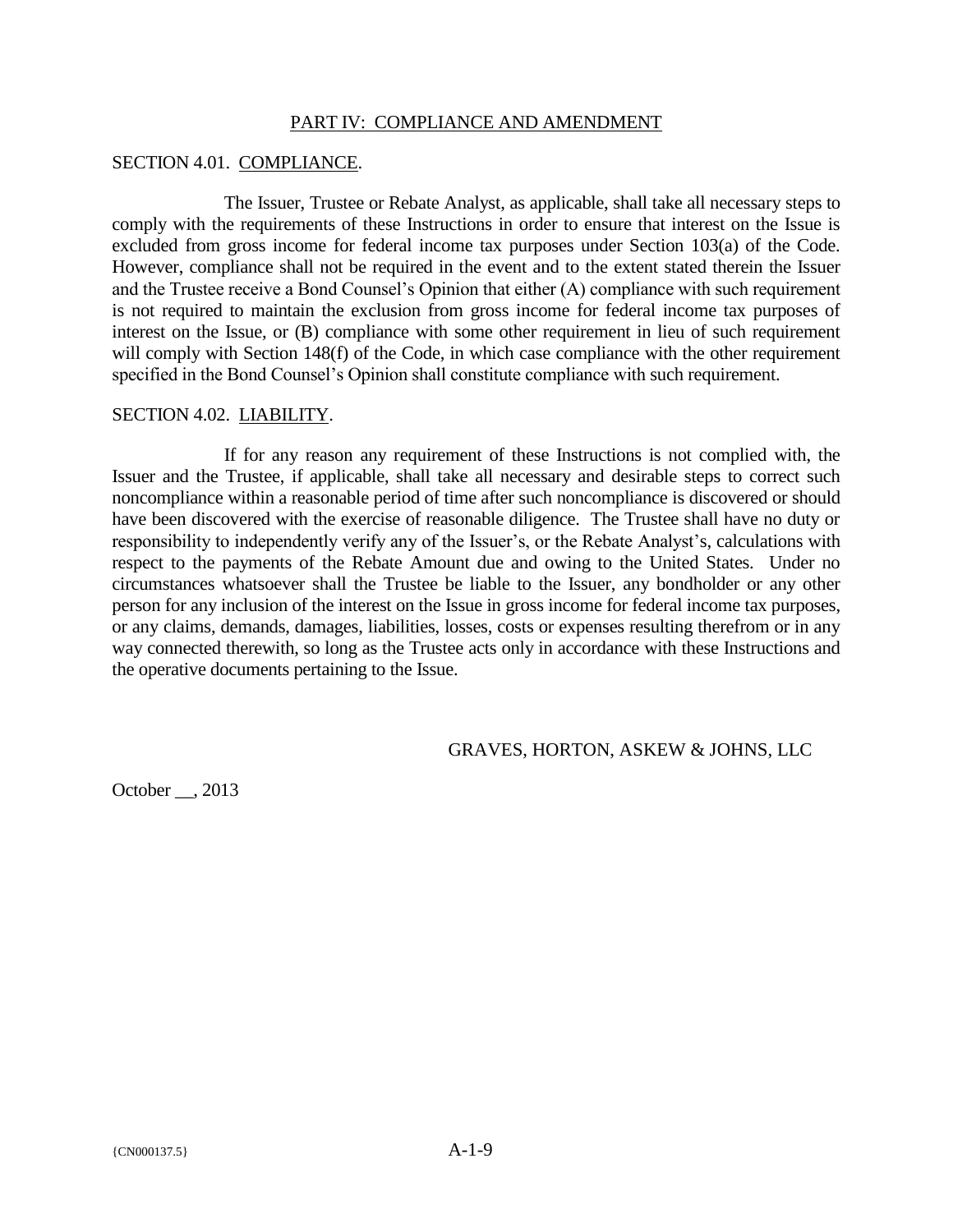## PART IV: COMPLIANCE AND AMENDMENT

### SECTION 4.01. COMPLIANCE.

The Issuer, Trustee or Rebate Analyst, as applicable, shall take all necessary steps to comply with the requirements of these Instructions in order to ensure that interest on the Issue is excluded from gross income for federal income tax purposes under Section 103(a) of the Code. However, compliance shall not be required in the event and to the extent stated therein the Issuer and the Trustee receive a Bond Counsel's Opinion that either (A) compliance with such requirement is not required to maintain the exclusion from gross income for federal income tax purposes of interest on the Issue, or (B) compliance with some other requirement in lieu of such requirement will comply with Section 148(f) of the Code, in which case compliance with the other requirement specified in the Bond Counsel's Opinion shall constitute compliance with such requirement.

### SECTION 4.02. LIABILITY.

If for any reason any requirement of these Instructions is not complied with, the Issuer and the Trustee, if applicable, shall take all necessary and desirable steps to correct such noncompliance within a reasonable period of time after such noncompliance is discovered or should have been discovered with the exercise of reasonable diligence. The Trustee shall have no duty or responsibility to independently verify any of the Issuer's, or the Rebate Analyst's, calculations with respect to the payments of the Rebate Amount due and owing to the United States. Under no circumstances whatsoever shall the Trustee be liable to the Issuer, any bondholder or any other person for any inclusion of the interest on the Issue in gross income for federal income tax purposes, or any claims, demands, damages, liabilities, losses, costs or expenses resulting therefrom or in any way connected therewith, so long as the Trustee acts only in accordance with these Instructions and the operative documents pertaining to the Issue.

GRAVES, HORTON, ASKEW & JOHNS, LLC

October __, 2013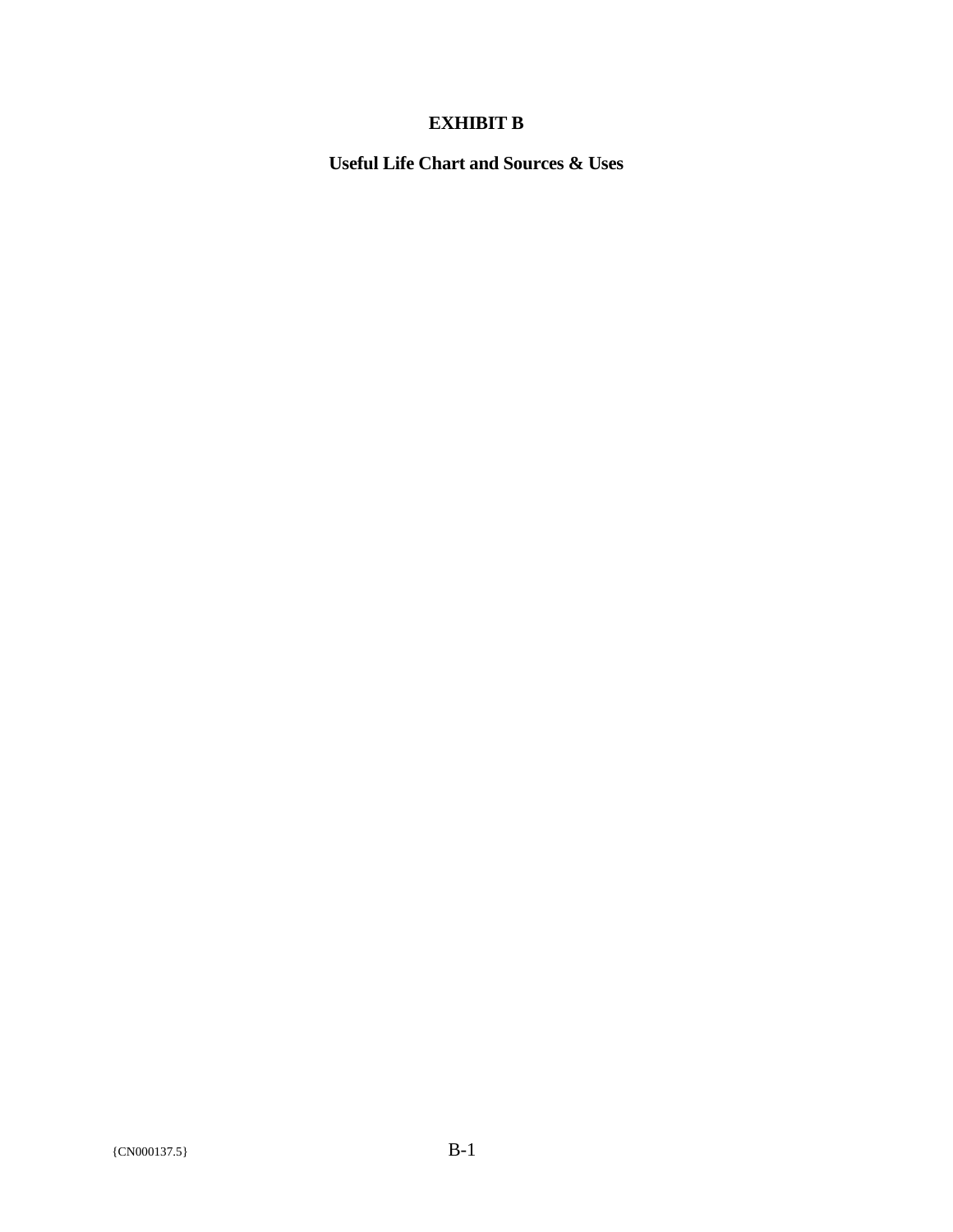**EXHIBIT B**

**Useful Life Chart and Sources & Uses**

{CN000137.5}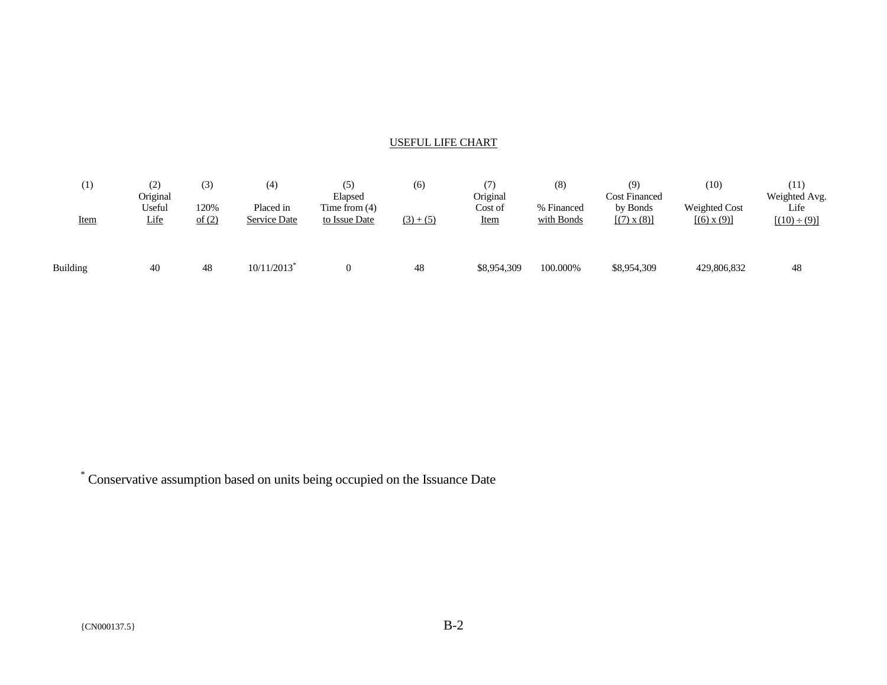USEFUL LIFE CHART

| (1)<br>Item | (2)<br>Original Useful Life | (3)<br>120% of (2) | (4)<br>Placed in Service Date | (5)<br>Elapsed Time from (4) to Issue Date | (6)<br>(3) + (5) | (7)<br>Original Cost of Item | (8)<br>% Financed with Bonds | (9)<br>Cost Financed by Bonds [(7) x (8)] | (10)<br>Weighted Cost [(6) x (9)] | (11)<br>Weighted Avg. Life [(10) ÷ (9)] |
|---|---|---|---|---|---|---|---|---|---|---|
| Building | 40 | 48 | 10/11/2013* | 0 | 48 | $8,954,309 | 100.000% | $8,954,309 | 429,806,832 | 48 |

* Conservative assumption based on units being occupied on the Issuance Date

{CN000137.5}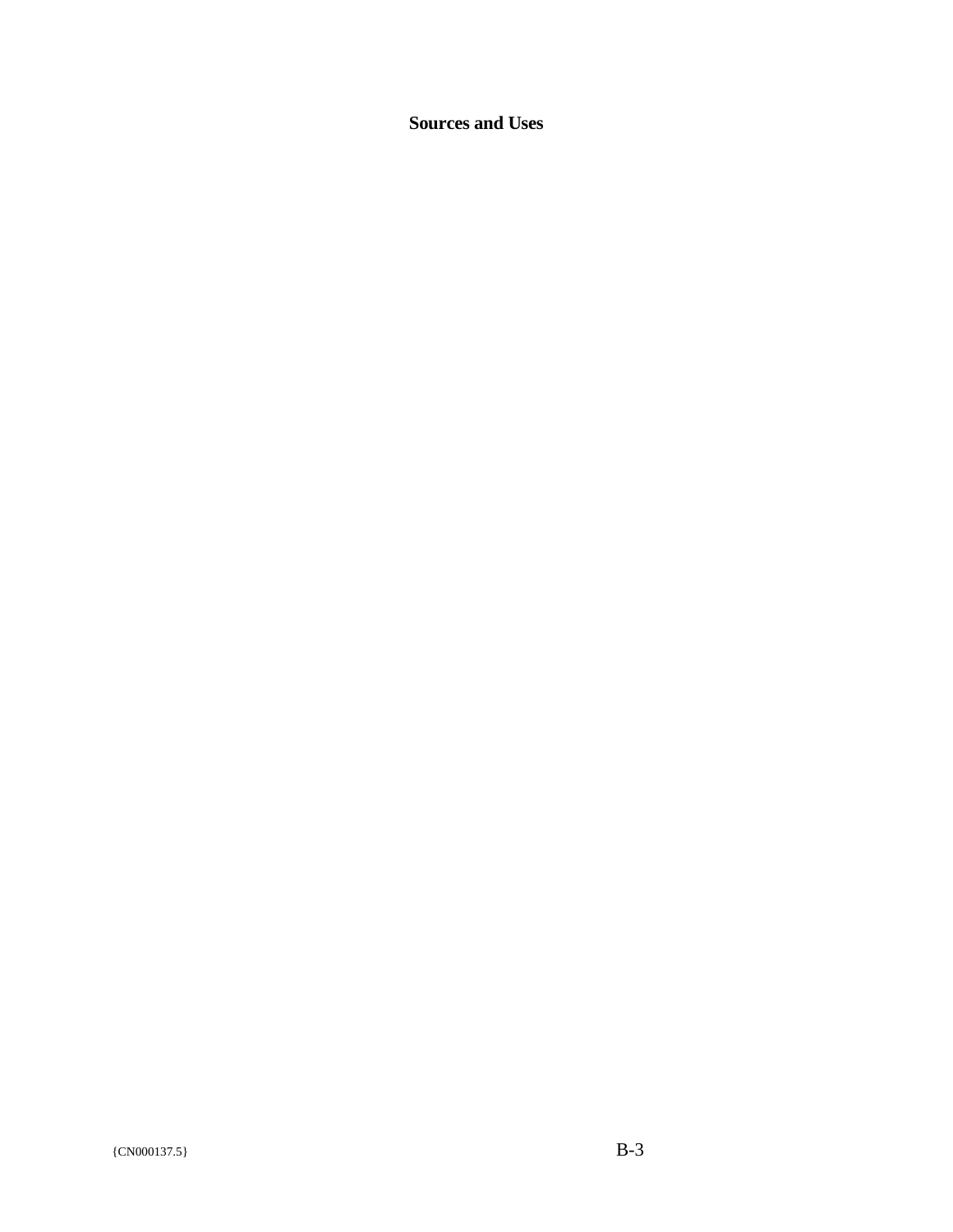**Sources and Uses**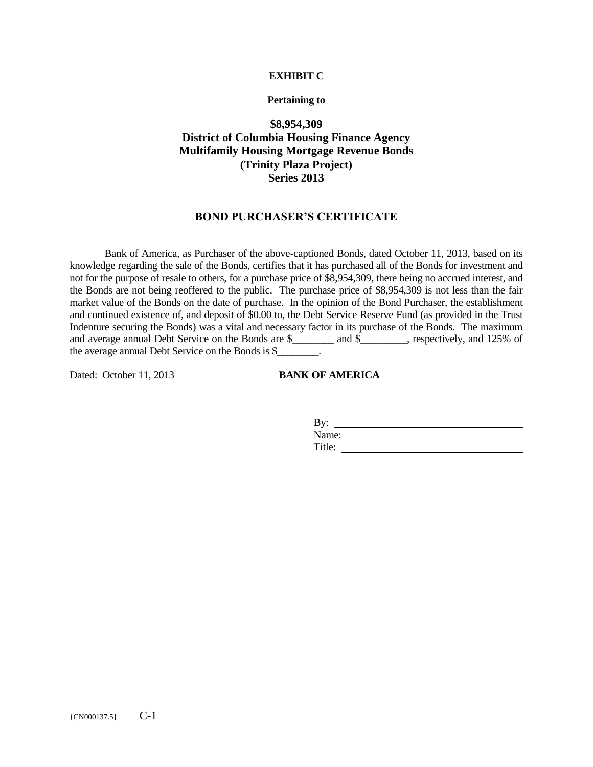**EXHIBIT C**

**Pertaining to**

**$8,954,309**
**District of Columbia Housing Finance Agency**
**Multifamily Housing Mortgage Revenue Bonds**
**(Trinity Plaza Project)**
**Series 2013**

## BOND PURCHASER'S CERTIFICATE

Bank of America, as Purchaser of the above-captioned Bonds, dated October 11, 2013, based on its knowledge regarding the sale of the Bonds, certifies that it has purchased all of the Bonds for investment and not for the purpose of resale to others, for a purchase price of $8,954,309, there being no accrued interest, and the Bonds are not being reoffered to the public. The purchase price of $8,954,309 is not less than the fair market value of the Bonds on the date of purchase. In the opinion of the Bond Purchaser, the establishment and continued existence of, and deposit of $0.00 to, the Debt Service Reserve Fund (as provided in the Trust Indenture securing the Bonds) was a vital and necessary factor in its purchase of the Bonds. The maximum and average annual Debt Service on the Bonds are $________ and $_________, respectively, and 125% of the average annual Debt Service on the Bonds is $________.

Dated: October 11, 2013

**BANK OF AMERICA**

By: ________________________________
Name: ______________________________
Title: _______________________________

{CN000137.5}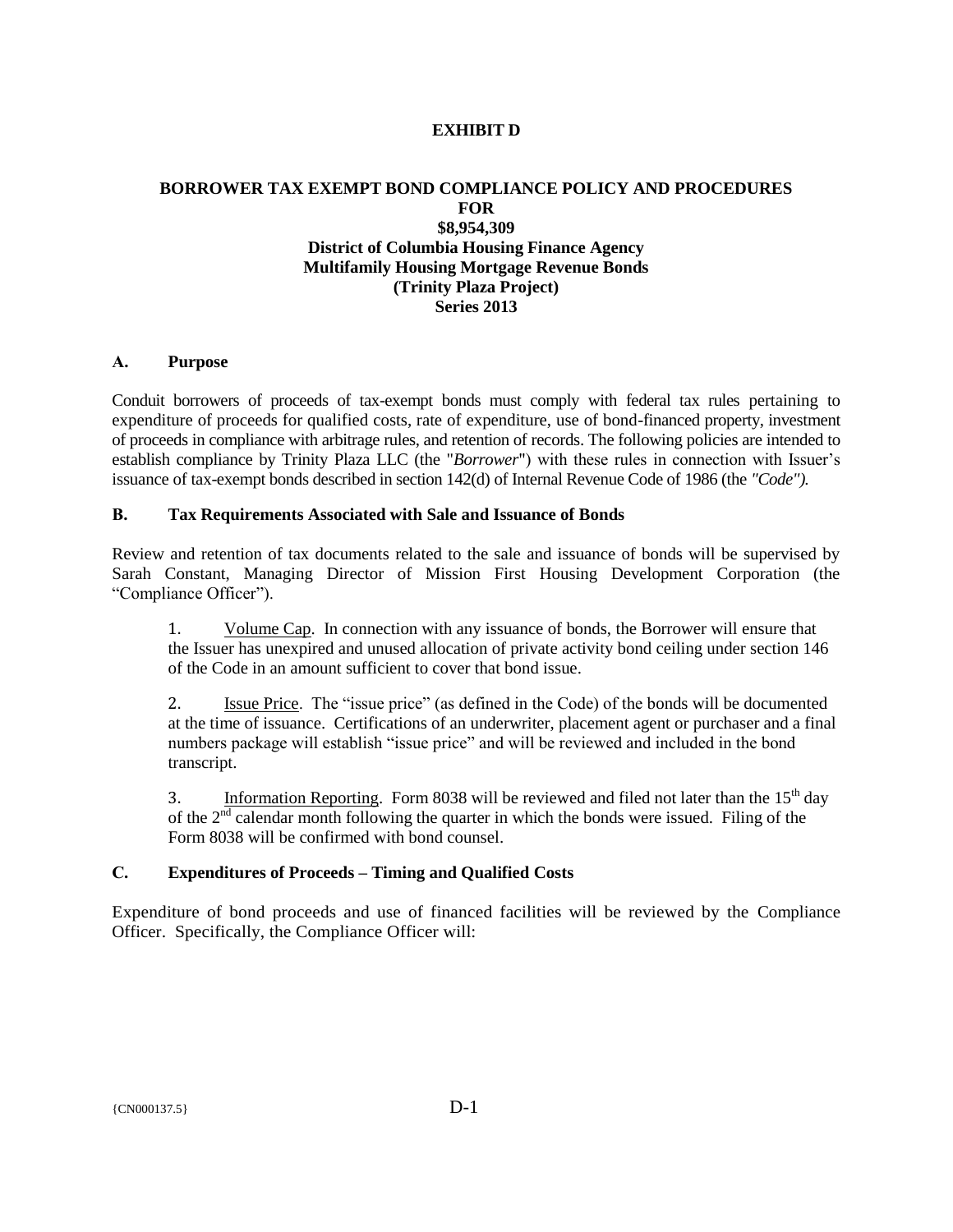# EXHIBIT D

## BORROWER TAX EXEMPT BOND COMPLIANCE POLICY AND PROCEDURES
## FOR
## $8,954,309
## District of Columbia Housing Finance Agency
## Multifamily Housing Mortgage Revenue Bonds
## (Trinity Plaza Project)
## Series 2013

### A. Purpose

Conduit borrowers of proceeds of tax-exempt bonds must comply with federal tax rules pertaining to expenditure of proceeds for qualified costs, rate of expenditure, use of bond-financed property, investment of proceeds in compliance with arbitrage rules, and retention of records. The following policies are intended to establish compliance by Trinity Plaza LLC (the "*Borrower*") with these rules in connection with Issuer's issuance of tax-exempt bonds described in section 142(d) of Internal Revenue Code of 1986 (the *"Code")*.

### B. Tax Requirements Associated with Sale and Issuance of Bonds

Review and retention of tax documents related to the sale and issuance of bonds will be supervised by Sarah Constant, Managing Director of Mission First Housing Development Corporation (the "Compliance Officer").

1. Volume Cap. In connection with any issuance of bonds, the Borrower will ensure that the Issuer has unexpired and unused allocation of private activity bond ceiling under section 146 of the Code in an amount sufficient to cover that bond issue.

2. Issue Price. The "issue price" (as defined in the Code) of the bonds will be documented at the time of issuance. Certifications of an underwriter, placement agent or purchaser and a final numbers package will establish "issue price" and will be reviewed and included in the bond transcript.

3. Information Reporting. Form 8038 will be reviewed and filed not later than the 15th day of the 2nd calendar month following the quarter in which the bonds were issued. Filing of the Form 8038 will be confirmed with bond counsel.

### C. Expenditures of Proceeds – Timing and Qualified Costs

Expenditure of bond proceeds and use of financed facilities will be reviewed by the Compliance Officer. Specifically, the Compliance Officer will: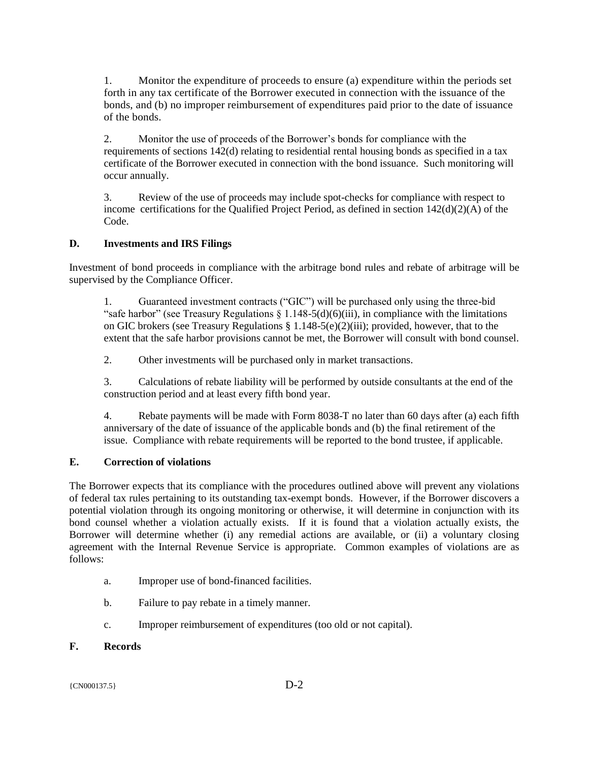1. Monitor the expenditure of proceeds to ensure (a) expenditure within the periods set forth in any tax certificate of the Borrower executed in connection with the issuance of the bonds, and (b) no improper reimbursement of expenditures paid prior to the date of issuance of the bonds.

2. Monitor the use of proceeds of the Borrower's bonds for compliance with the requirements of sections 142(d) relating to residential rental housing bonds as specified in a tax certificate of the Borrower executed in connection with the bond issuance. Such monitoring will occur annually.

3. Review of the use of proceeds may include spot-checks for compliance with respect to income certifications for the Qualified Project Period, as defined in section 142(d)(2)(A) of the Code.

**D. Investments and IRS Filings**

Investment of bond proceeds in compliance with the arbitrage bond rules and rebate of arbitrage will be supervised by the Compliance Officer.

1. Guaranteed investment contracts ("GIC") will be purchased only using the three-bid "safe harbor" (see Treasury Regulations § 1.148-5(d)(6)(iii), in compliance with the limitations on GIC brokers (see Treasury Regulations § 1.148-5(e)(2)(iii); provided, however, that to the extent that the safe harbor provisions cannot be met, the Borrower will consult with bond counsel.

2. Other investments will be purchased only in market transactions.

3. Calculations of rebate liability will be performed by outside consultants at the end of the construction period and at least every fifth bond year.

4. Rebate payments will be made with Form 8038-T no later than 60 days after (a) each fifth anniversary of the date of issuance of the applicable bonds and (b) the final retirement of the issue. Compliance with rebate requirements will be reported to the bond trustee, if applicable.

**E. Correction of violations**

The Borrower expects that its compliance with the procedures outlined above will prevent any violations of federal tax rules pertaining to its outstanding tax-exempt bonds. However, if the Borrower discovers a potential violation through its ongoing monitoring or otherwise, it will determine in conjunction with its bond counsel whether a violation actually exists. If it is found that a violation actually exists, the Borrower will determine whether (i) any remedial actions are available, or (ii) a voluntary closing agreement with the Internal Revenue Service is appropriate. Common examples of violations are as follows:

a. Improper use of bond-financed facilities.

b. Failure to pay rebate in a timely manner.

c. Improper reimbursement of expenditures (too old or not capital).

**F. Records**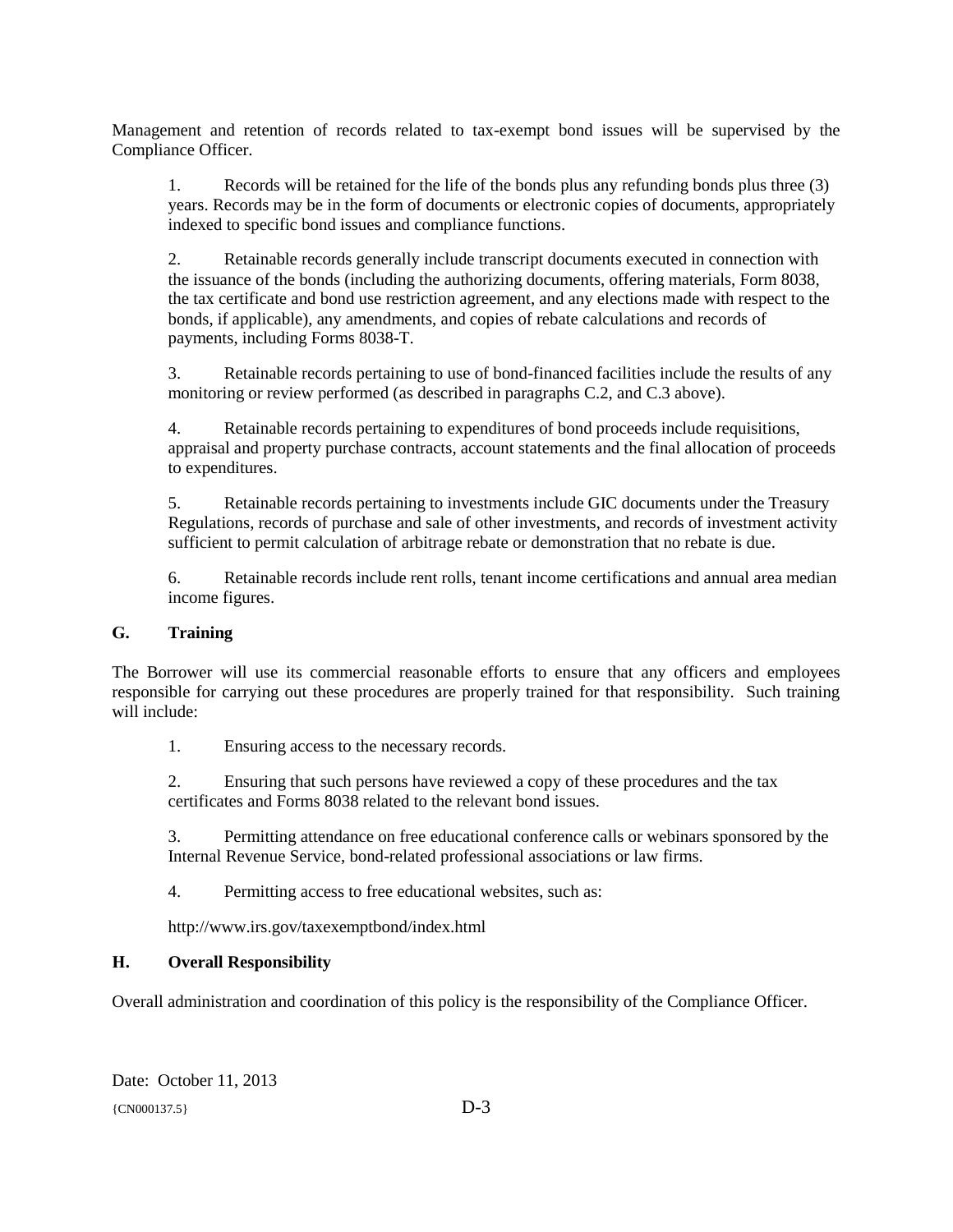Management and retention of records related to tax-exempt bond issues will be supervised by the Compliance Officer.

1. Records will be retained for the life of the bonds plus any refunding bonds plus three (3) years. Records may be in the form of documents or electronic copies of documents, appropriately indexed to specific bond issues and compliance functions.

2. Retainable records generally include transcript documents executed in connection with the issuance of the bonds (including the authorizing documents, offering materials, Form 8038, the tax certificate and bond use restriction agreement, and any elections made with respect to the bonds, if applicable), any amendments, and copies of rebate calculations and records of payments, including Forms 8038-T.

3. Retainable records pertaining to use of bond-financed facilities include the results of any monitoring or review performed (as described in paragraphs C.2, and C.3 above).

4. Retainable records pertaining to expenditures of bond proceeds include requisitions, appraisal and property purchase contracts, account statements and the final allocation of proceeds to expenditures.

5. Retainable records pertaining to investments include GIC documents under the Treasury Regulations, records of purchase and sale of other investments, and records of investment activity sufficient to permit calculation of arbitrage rebate or demonstration that no rebate is due.

6. Retainable records include rent rolls, tenant income certifications and annual area median income figures.

## G. Training

The Borrower will use its commercial reasonable efforts to ensure that any officers and employees responsible for carrying out these procedures are properly trained for that responsibility. Such training will include:

1. Ensuring access to the necessary records.

2. Ensuring that such persons have reviewed a copy of these procedures and the tax certificates and Forms 8038 related to the relevant bond issues.

3. Permitting attendance on free educational conference calls or webinars sponsored by the Internal Revenue Service, bond-related professional associations or law firms.

4. Permitting access to free educational websites, such as:

http://www.irs.gov/taxexemptbond/index.html

## H. Overall Responsibility

Overall administration and coordination of this policy is the responsibility of the Compliance Officer.

Date: October 11, 2013